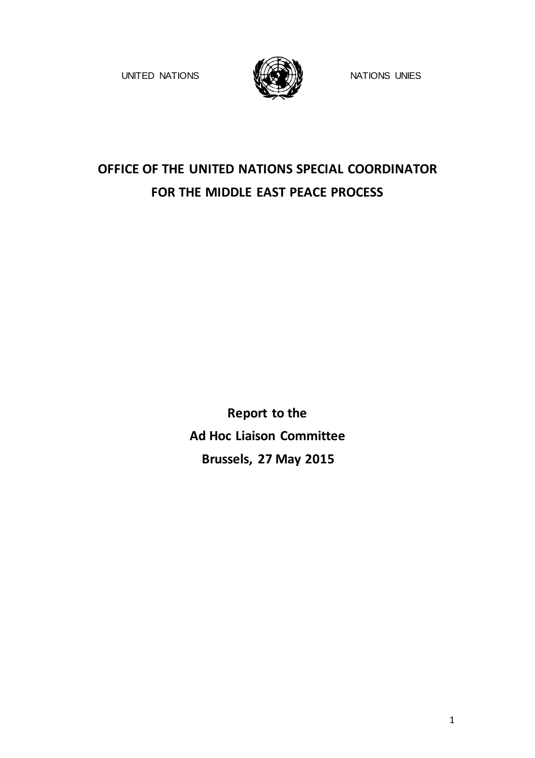UNITED NATIONS NATIONS UNIES

# OFFICE OF THE UNITED NATIONS SPECIAL COORDINATOR FOR THE MIDDLE EAST PEACE PROCESS

**Report to the**
**Ad Hoc Liaison Committee**
**Brussels, 27 May 2015**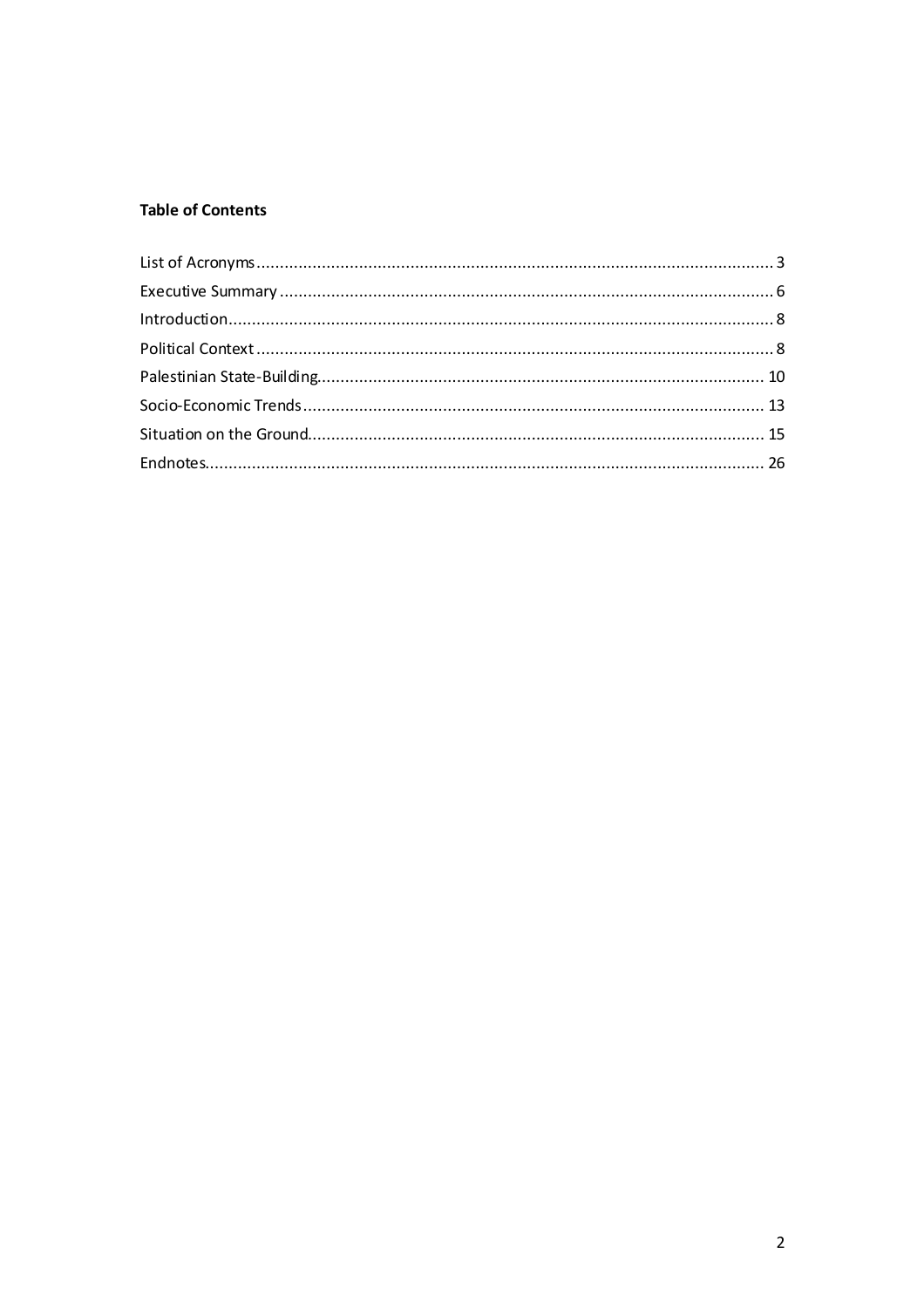**Table of Contents**

List of Acronyms .......... 3
Executive Summary .......... 6
Introduction .......... 8
Political Context .......... 8
Palestinian State-Building .......... 10
Socio-Economic Trends .......... 13
Situation on the Ground .......... 15
Endnotes .......... 26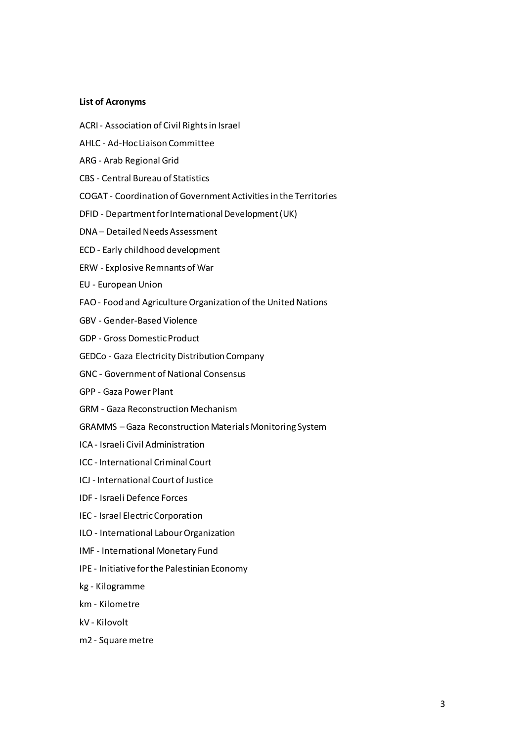**List of Acronyms**

ACRI - Association of Civil Rights in Israel

AHLC - Ad-Hoc Liaison Committee

ARG - Arab Regional Grid

CBS - Central Bureau of Statistics

COGAT - Coordination of Government Activities in the Territories

DFID - Department for International Development (UK)

DNA – Detailed Needs Assessment

ECD - Early childhood development

ERW - Explosive Remnants of War

EU - European Union

FAO - Food and Agriculture Organization of the United Nations

GBV - Gender-Based Violence

GDP - Gross Domestic Product

GEDCo - Gaza Electricity Distribution Company

GNC - Government of National Consensus

GPP - Gaza Power Plant

GRM - Gaza Reconstruction Mechanism

GRAMMS – Gaza Reconstruction Materials Monitoring System

ICA - Israeli Civil Administration

ICC - International Criminal Court

ICJ - International Court of Justice

IDF - Israeli Defence Forces

IEC - Israel Electric Corporation

ILO - International Labour Organization

IMF - International Monetary Fund

IPE - Initiative for the Palestinian Economy

kg - Kilogramme

km - Kilometre

kV - Kilovolt

m2 - Square metre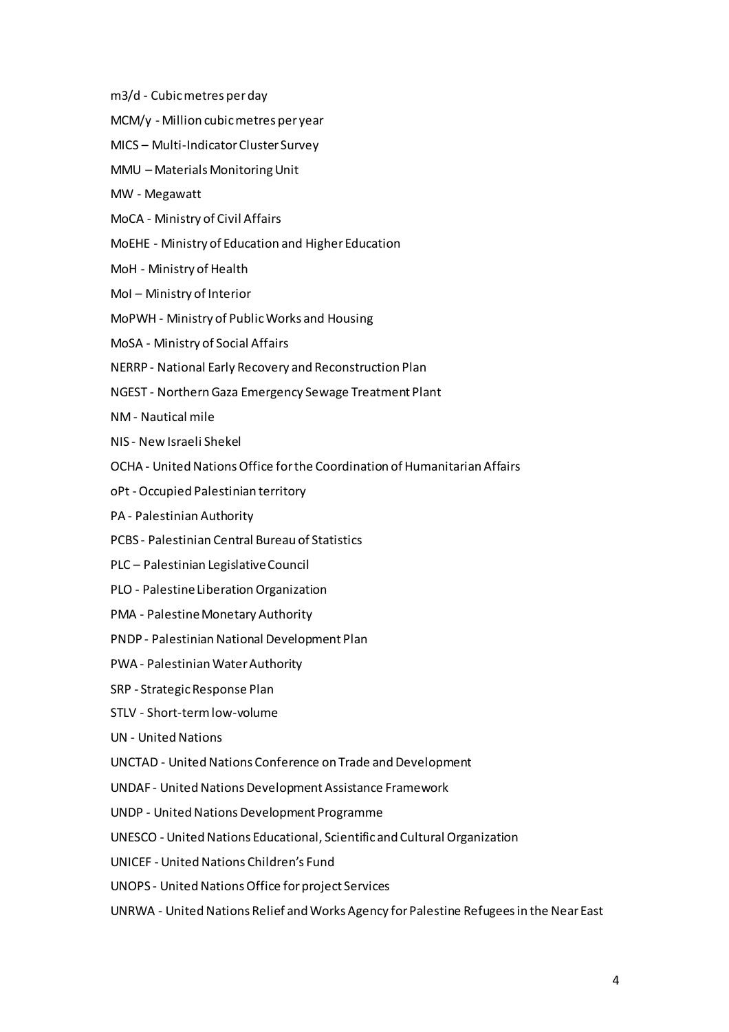m3/d - Cubic metres per day

MCM/y - Million cubic metres per year

MICS – Multi-Indicator Cluster Survey

MMU – Materials Monitoring Unit

MW - Megawatt

MoCA - Ministry of Civil Affairs

MoEHE - Ministry of Education and Higher Education

MoH - Ministry of Health

MoI – Ministry of Interior

MoPWH - Ministry of Public Works and Housing

MoSA - Ministry of Social Affairs

NERRP - National Early Recovery and Reconstruction Plan

NGEST - Northern Gaza Emergency Sewage Treatment Plant

NM - Nautical mile

NIS - New Israeli Shekel

OCHA - United Nations Office for the Coordination of Humanitarian Affairs

oPt - Occupied Palestinian territory

PA - Palestinian Authority

PCBS - Palestinian Central Bureau of Statistics

PLC – Palestinian Legislative Council

PLO - Palestine Liberation Organization

PMA - Palestine Monetary Authority

PNDP - Palestinian National Development Plan

PWA - Palestinian Water Authority

SRP - Strategic Response Plan

STLV - Short-term low-volume

UN - United Nations

UNCTAD - United Nations Conference on Trade and Development

UNDAF - United Nations Development Assistance Framework

UNDP - United Nations Development Programme

UNESCO - United Nations Educational, Scientific and Cultural Organization

UNICEF - United Nations Children's Fund

UNOPS - United Nations Office for project Services

UNRWA - United Nations Relief and Works Agency for Palestine Refugees in the Near East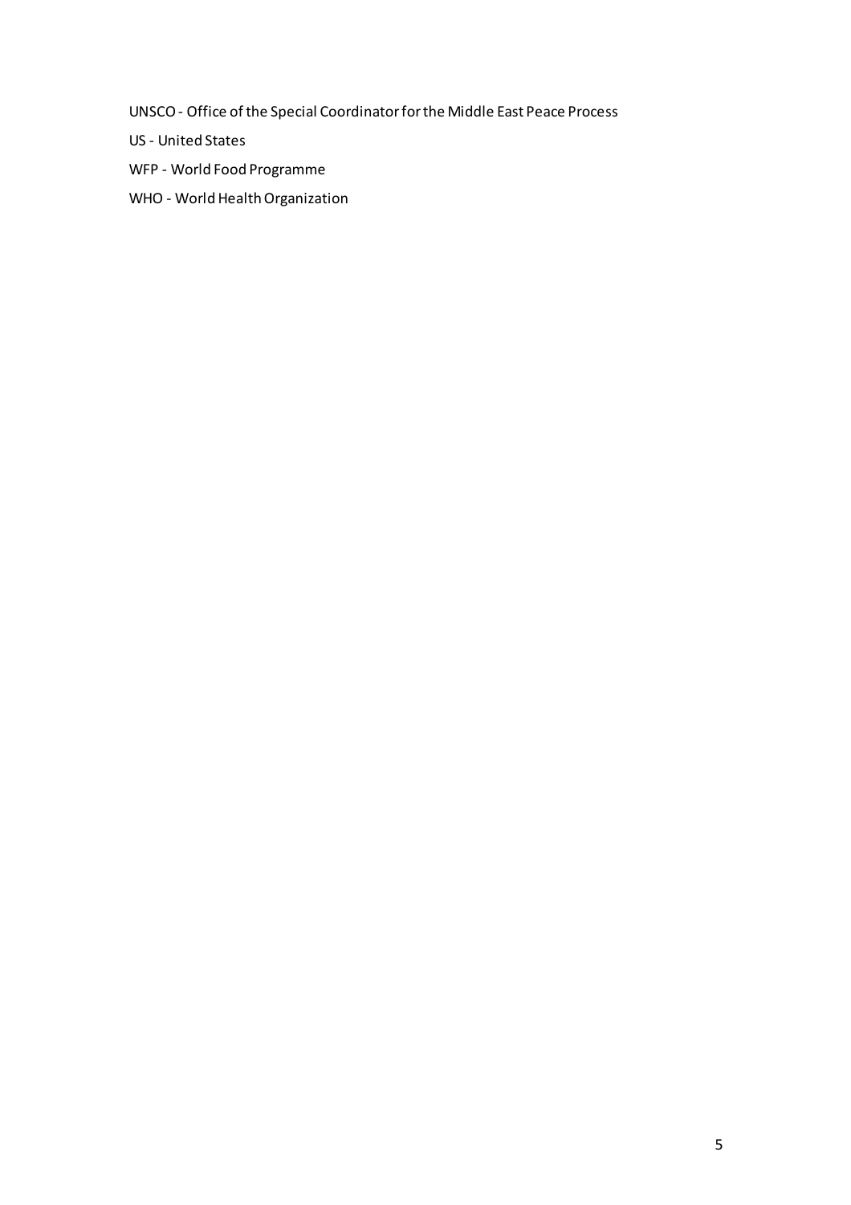UNSCO - Office of the Special Coordinator for the Middle East Peace Process

US - United States

WFP - World Food Programme

WHO - World Health Organization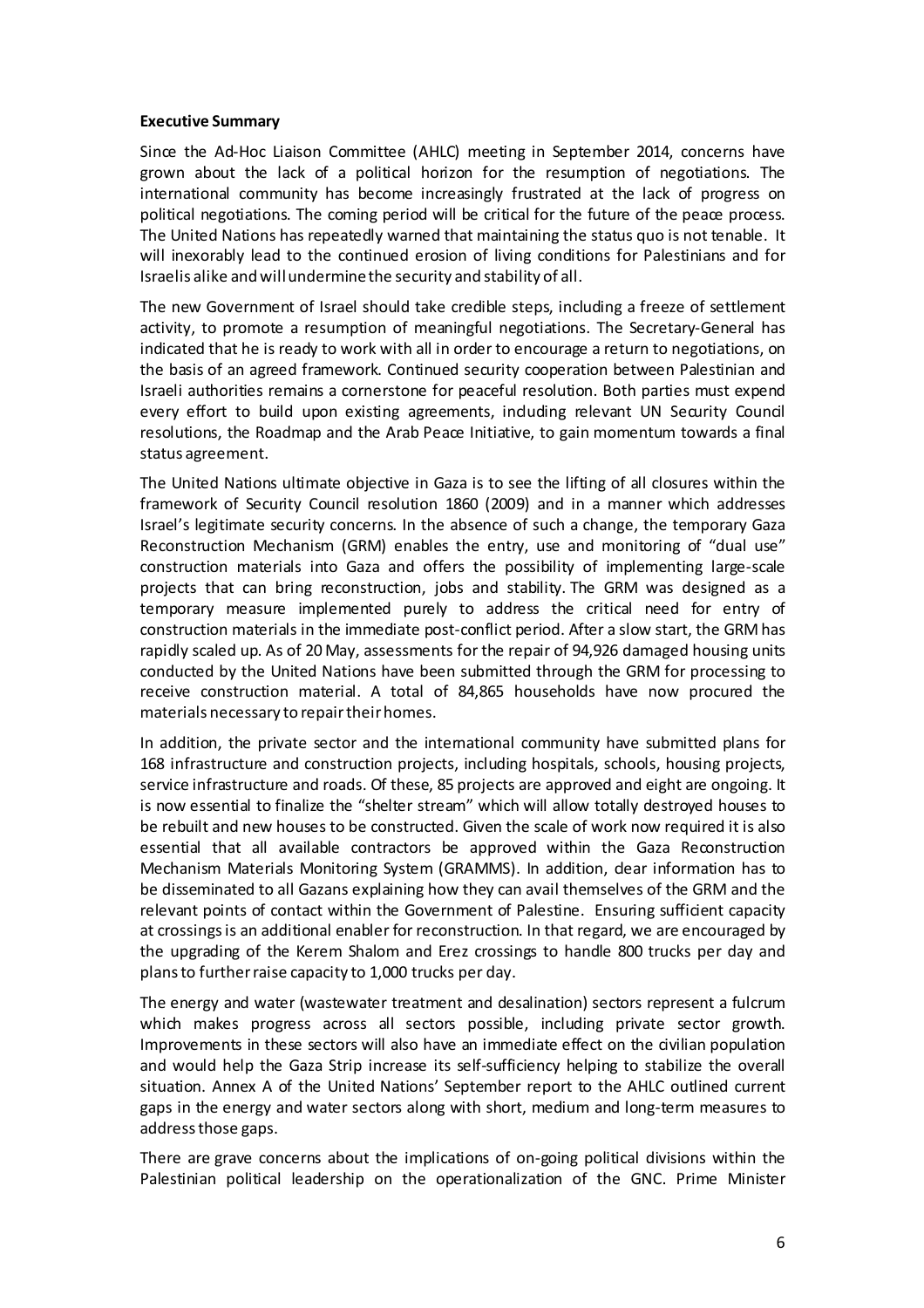**Executive Summary**

Since the Ad-Hoc Liaison Committee (AHLC) meeting in September 2014, concerns have grown about the lack of a political horizon for the resumption of negotiations. The international community has become increasingly frustrated at the lack of progress on political negotiations. The coming period will be critical for the future of the peace process. The United Nations has repeatedly warned that maintaining the status quo is not tenable. It will inexorably lead to the continued erosion of living conditions for Palestinians and for Israelis alike and will undermine the security and stability of all.

The new Government of Israel should take credible steps, including a freeze of settlement activity, to promote a resumption of meaningful negotiations. The Secretary-General has indicated that he is ready to work with all in order to encourage a return to negotiations, on the basis of an agreed framework. Continued security cooperation between Palestinian and Israeli authorities remains a cornerstone for peaceful resolution. Both parties must expend every effort to build upon existing agreements, including relevant UN Security Council resolutions, the Roadmap and the Arab Peace Initiative, to gain momentum towards a final status agreement.

The United Nations ultimate objective in Gaza is to see the lifting of all closures within the framework of Security Council resolution 1860 (2009) and in a manner which addresses Israel's legitimate security concerns. In the absence of such a change, the temporary Gaza Reconstruction Mechanism (GRM) enables the entry, use and monitoring of "dual use" construction materials into Gaza and offers the possibility of implementing large-scale projects that can bring reconstruction, jobs and stability. The GRM was designed as a temporary measure implemented purely to address the critical need for entry of construction materials in the immediate post-conflict period. After a slow start, the GRM has rapidly scaled up. As of 20 May, assessments for the repair of 94,926 damaged housing units conducted by the United Nations have been submitted through the GRM for processing to receive construction material. A total of 84,865 households have now procured the materials necessary to repair their homes.

In addition, the private sector and the international community have submitted plans for 168 infrastructure and construction projects, including hospitals, schools, housing projects, service infrastructure and roads. Of these, 85 projects are approved and eight are ongoing. It is now essential to finalize the "shelter stream" which will allow totally destroyed houses to be rebuilt and new houses to be constructed. Given the scale of work now required it is also essential that all available contractors be approved within the Gaza Reconstruction Mechanism Materials Monitoring System (GRAMMS). In addition, clear information has to be disseminated to all Gazans explaining how they can avail themselves of the GRM and the relevant points of contact within the Government of Palestine. Ensuring sufficient capacity at crossings is an additional enabler for reconstruction. In that regard, we are encouraged by the upgrading of the Kerem Shalom and Erez crossings to handle 800 trucks per day and plans to further raise capacity to 1,000 trucks per day.

The energy and water (wastewater treatment and desalination) sectors represent a fulcrum which makes progress across all sectors possible, including private sector growth. Improvements in these sectors will also have an immediate effect on the civilian population and would help the Gaza Strip increase its self-sufficiency helping to stabilize the overall situation. Annex A of the United Nations' September report to the AHLC outlined current gaps in the energy and water sectors along with short, medium and long-term measures to address those gaps.

There are grave concerns about the implications of on-going political divisions within the Palestinian political leadership on the operationalization of the GNC. Prime Minister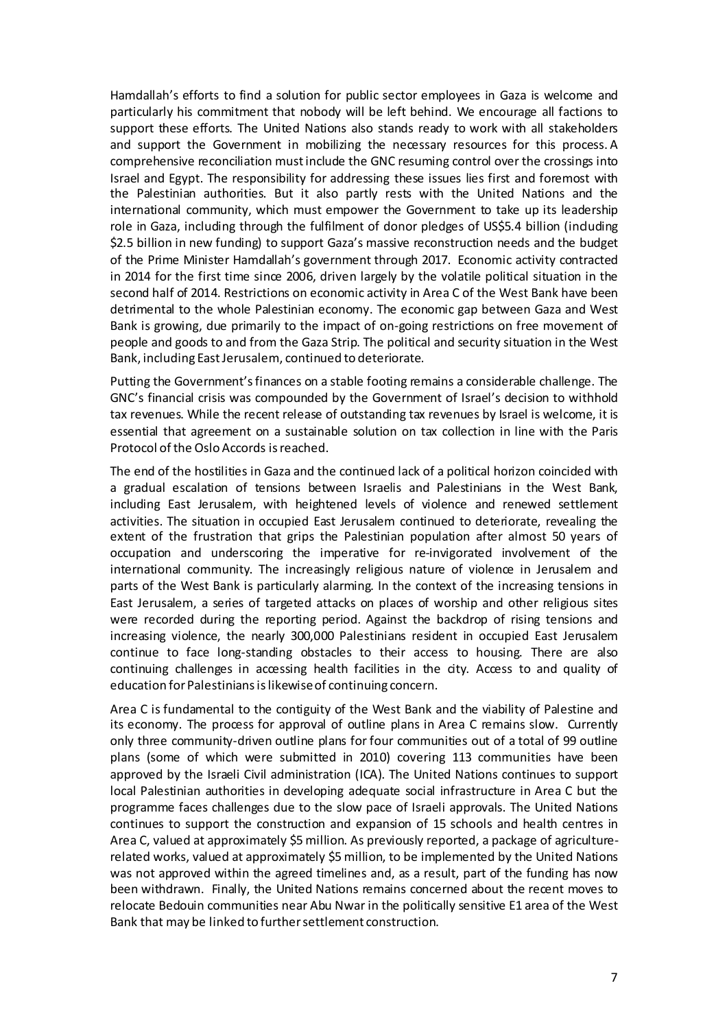Hamdallah's efforts to find a solution for public sector employees in Gaza is welcome and particularly his commitment that nobody will be left behind. We encourage all factions to support these efforts. The United Nations also stands ready to work with all stakeholders and support the Government in mobilizing the necessary resources for this process. A comprehensive reconciliation must include the GNC resuming control over the crossings into Israel and Egypt. The responsibility for addressing these issues lies first and foremost with the Palestinian authorities. But it also partly rests with the United Nations and the international community, which must empower the Government to take up its leadership role in Gaza, including through the fulfilment of donor pledges of US$5.4 billion (including $2.5 billion in new funding) to support Gaza's massive reconstruction needs and the budget of the Prime Minister Hamdallah's government through 2017. Economic activity contracted in 2014 for the first time since 2006, driven largely by the volatile political situation in the second half of 2014. Restrictions on economic activity in Area C of the West Bank have been detrimental to the whole Palestinian economy. The economic gap between Gaza and West Bank is growing, due primarily to the impact of on-going restrictions on free movement of people and goods to and from the Gaza Strip. The political and security situation in the West Bank, including East Jerusalem, continued to deteriorate.

Putting the Government's finances on a stable footing remains a considerable challenge. The GNC's financial crisis was compounded by the Government of Israel's decision to withhold tax revenues. While the recent release of outstanding tax revenues by Israel is welcome, it is essential that agreement on a sustainable solution on tax collection in line with the Paris Protocol of the Oslo Accords is reached.

The end of the hostilities in Gaza and the continued lack of a political horizon coincided with a gradual escalation of tensions between Israelis and Palestinians in the West Bank, including East Jerusalem, with heightened levels of violence and renewed settlement activities. The situation in occupied East Jerusalem continued to deteriorate, revealing the extent of the frustration that grips the Palestinian population after almost 50 years of occupation and underscoring the imperative for re-invigorated involvement of the international community. The increasingly religious nature of violence in Jerusalem and parts of the West Bank is particularly alarming. In the context of the increasing tensions in East Jerusalem, a series of targeted attacks on places of worship and other religious sites were recorded during the reporting period. Against the backdrop of rising tensions and increasing violence, the nearly 300,000 Palestinians resident in occupied East Jerusalem continue to face long-standing obstacles to their access to housing. There are also continuing challenges in accessing health facilities in the city. Access to and quality of education for Palestinians is likewise of continuing concern.

Area C is fundamental to the contiguity of the West Bank and the viability of Palestine and its economy. The process for approval of outline plans in Area C remains slow. Currently only three community-driven outline plans for four communities out of a total of 99 outline plans (some of which were submitted in 2010) covering 113 communities have been approved by the Israeli Civil administration (ICA). The United Nations continues to support local Palestinian authorities in developing adequate social infrastructure in Area C but the programme faces challenges due to the slow pace of Israeli approvals. The United Nations continues to support the construction and expansion of 15 schools and health centres in Area C, valued at approximately $5 million. As previously reported, a package of agriculture-related works, valued at approximately $5 million, to be implemented by the United Nations was not approved within the agreed timelines and, as a result, part of the funding has now been withdrawn. Finally, the United Nations remains concerned about the recent moves to relocate Bedouin communities near Abu Nwar in the politically sensitive E1 area of the West Bank that may be linked to further settlement construction.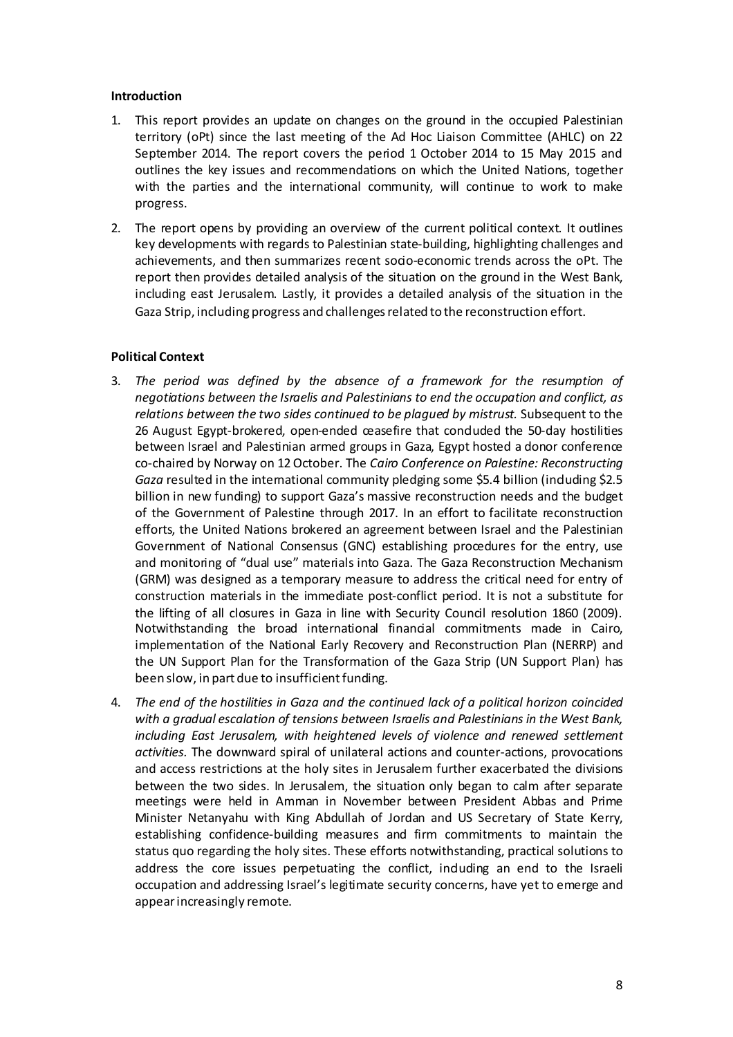**Introduction**

1. This report provides an update on changes on the ground in the occupied Palestinian territory (oPt) since the last meeting of the Ad Hoc Liaison Committee (AHLC) on 22 September 2014. The report covers the period 1 October 2014 to 15 May 2015 and outlines the key issues and recommendations on which the United Nations, together with the parties and the international community, will continue to work to make progress.

2. The report opens by providing an overview of the current political context. It outlines key developments with regards to Palestinian state-building, highlighting challenges and achievements, and then summarizes recent socio-economic trends across the oPt. The report then provides detailed analysis of the situation on the ground in the West Bank, including east Jerusalem. Lastly, it provides a detailed analysis of the situation in the Gaza Strip, including progress and challenges related to the reconstruction effort.

**Political Context**

3. *The period was defined by the absence of a framework for the resumption of negotiations between the Israelis and Palestinians to end the occupation and conflict, as relations between the two sides continued to be plagued by mistrust.* Subsequent to the 26 August Egypt-brokered, open-ended ceasefire that concluded the 50-day hostilities between Israel and Palestinian armed groups in Gaza, Egypt hosted a donor conference co-chaired by Norway on 12 October. The *Cairo Conference on Palestine: Reconstructing Gaza* resulted in the international community pledging some $5.4 billion (including $2.5 billion in new funding) to support Gaza's massive reconstruction needs and the budget of the Government of Palestine through 2017. In an effort to facilitate reconstruction efforts, the United Nations brokered an agreement between Israel and the Palestinian Government of National Consensus (GNC) establishing procedures for the entry, use and monitoring of "dual use" materials into Gaza. The Gaza Reconstruction Mechanism (GRM) was designed as a temporary measure to address the critical need for entry of construction materials in the immediate post-conflict period. It is not a substitute for the lifting of all closures in Gaza in line with Security Council resolution 1860 (2009). Notwithstanding the broad international financial commitments made in Cairo, implementation of the National Early Recovery and Reconstruction Plan (NERRP) and the UN Support Plan for the Transformation of the Gaza Strip (UN Support Plan) has been slow, in part due to insufficient funding.

4. *The end of the hostilities in Gaza and the continued lack of a political horizon coincided with a gradual escalation of tensions between Israelis and Palestinians in the West Bank, including East Jerusalem, with heightened levels of violence and renewed settlement activities.* The downward spiral of unilateral actions and counter-actions, provocations and access restrictions at the holy sites in Jerusalem further exacerbated the divisions between the two sides. In Jerusalem, the situation only began to calm after separate meetings were held in Amman in November between President Abbas and Prime Minister Netanyahu with King Abdullah of Jordan and US Secretary of State Kerry, establishing confidence-building measures and firm commitments to maintain the status quo regarding the holy sites. These efforts notwithstanding, practical solutions to address the core issues perpetuating the conflict, including an end to the Israeli occupation and addressing Israel's legitimate security concerns, have yet to emerge and appear increasingly remote.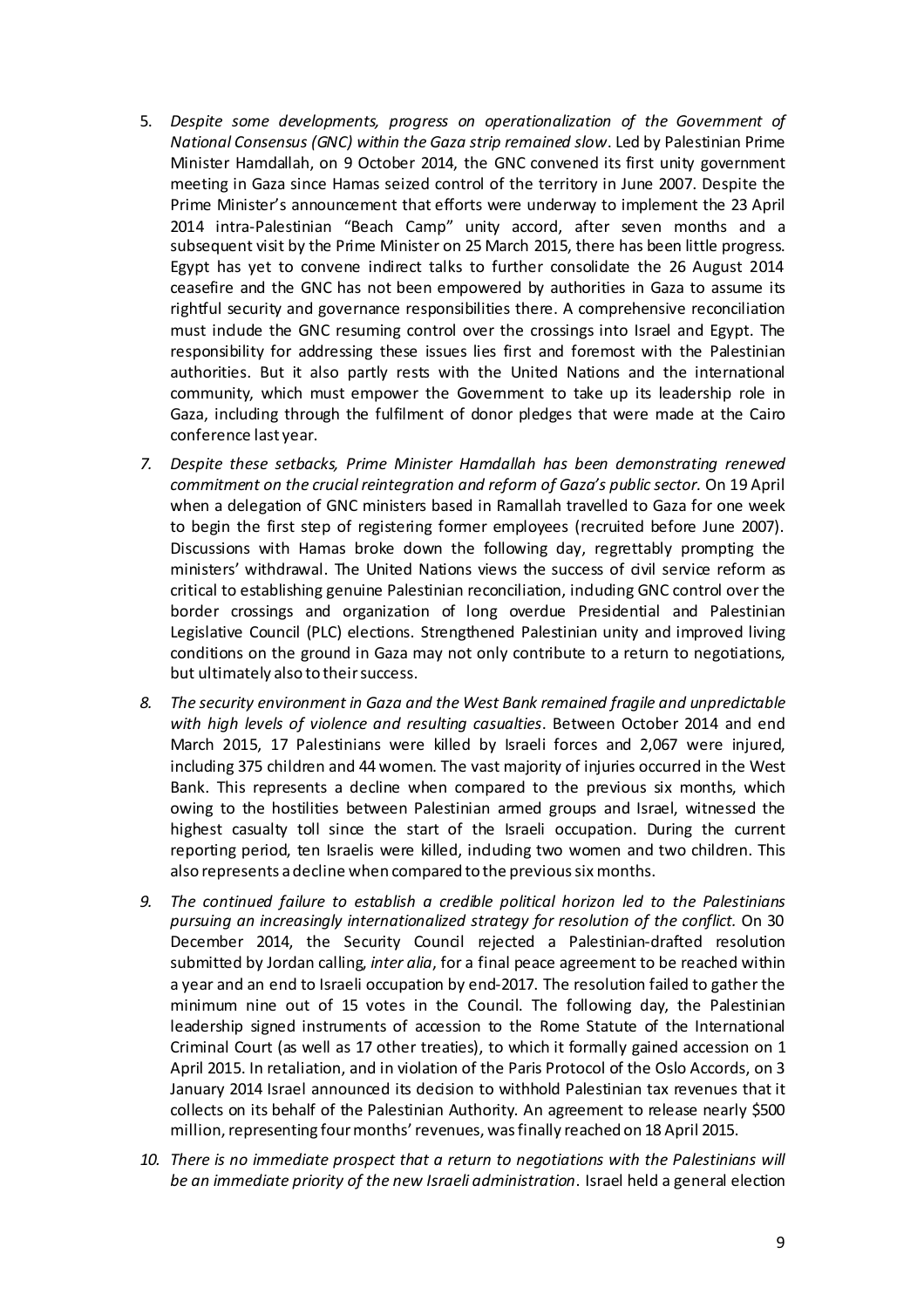5. *Despite some developments, progress on operationalization of the Government of National Consensus (GNC) within the Gaza strip remained slow*. Led by Palestinian Prime Minister Hamdallah, on 9 October 2014, the GNC convened its first unity government meeting in Gaza since Hamas seized control of the territory in June 2007. Despite the Prime Minister's announcement that efforts were underway to implement the 23 April 2014 intra-Palestinian "Beach Camp" unity accord, after seven months and a subsequent visit by the Prime Minister on 25 March 2015, there has been little progress. Egypt has yet to convene indirect talks to further consolidate the 26 August 2014 ceasefire and the GNC has not been empowered by authorities in Gaza to assume its rightful security and governance responsibilities there. A comprehensive reconciliation must include the GNC resuming control over the crossings into Israel and Egypt. The responsibility for addressing these issues lies first and foremost with the Palestinian authorities. But it also partly rests with the United Nations and the international community, which must empower the Government to take up its leadership role in Gaza, including through the fulfilment of donor pledges that were made at the Cairo conference last year.

7. *Despite these setbacks, Prime Minister Hamdallah has been demonstrating renewed commitment on the crucial reintegration and reform of Gaza's public sector.* On 19 April when a delegation of GNC ministers based in Ramallah travelled to Gaza for one week to begin the first step of registering former employees (recruited before June 2007). Discussions with Hamas broke down the following day, regrettably prompting the ministers' withdrawal. The United Nations views the success of civil service reform as critical to establishing genuine Palestinian reconciliation, including GNC control over the border crossings and organization of long overdue Presidential and Palestinian Legislative Council (PLC) elections. Strengthened Palestinian unity and improved living conditions on the ground in Gaza may not only contribute to a return to negotiations, but ultimately also to their success.

8. *The security environment in Gaza and the West Bank remained fragile and unpredictable with high levels of violence and resulting casualties*. Between October 2014 and end March 2015, 17 Palestinians were killed by Israeli forces and 2,067 were injured, including 375 children and 44 women. The vast majority of injuries occurred in the West Bank. This represents a decline when compared to the previous six months, which owing to the hostilities between Palestinian armed groups and Israel, witnessed the highest casualty toll since the start of the Israeli occupation. During the current reporting period, ten Israelis were killed, including two women and two children. This also represents a decline when compared to the previous six months.

9. *The continued failure to establish a credible political horizon led to the Palestinians pursuing an increasingly internationalized strategy for resolution of the conflict.* On 30 December 2014, the Security Council rejected a Palestinian-drafted resolution submitted by Jordan calling, *inter alia*, for a final peace agreement to be reached within a year and an end to Israeli occupation by end-2017. The resolution failed to gather the minimum nine out of 15 votes in the Council. The following day, the Palestinian leadership signed instruments of accession to the Rome Statute of the International Criminal Court (as well as 17 other treaties), to which it formally gained accession on 1 April 2015. In retaliation, and in violation of the Paris Protocol of the Oslo Accords, on 3 January 2014 Israel announced its decision to withhold Palestinian tax revenues that it collects on its behalf of the Palestinian Authority. An agreement to release nearly $500 million, representing four months' revenues, was finally reached on 18 April 2015.

10. *There is no immediate prospect that a return to negotiations with the Palestinians will be an immediate priority of the new Israeli administration*. Israel held a general election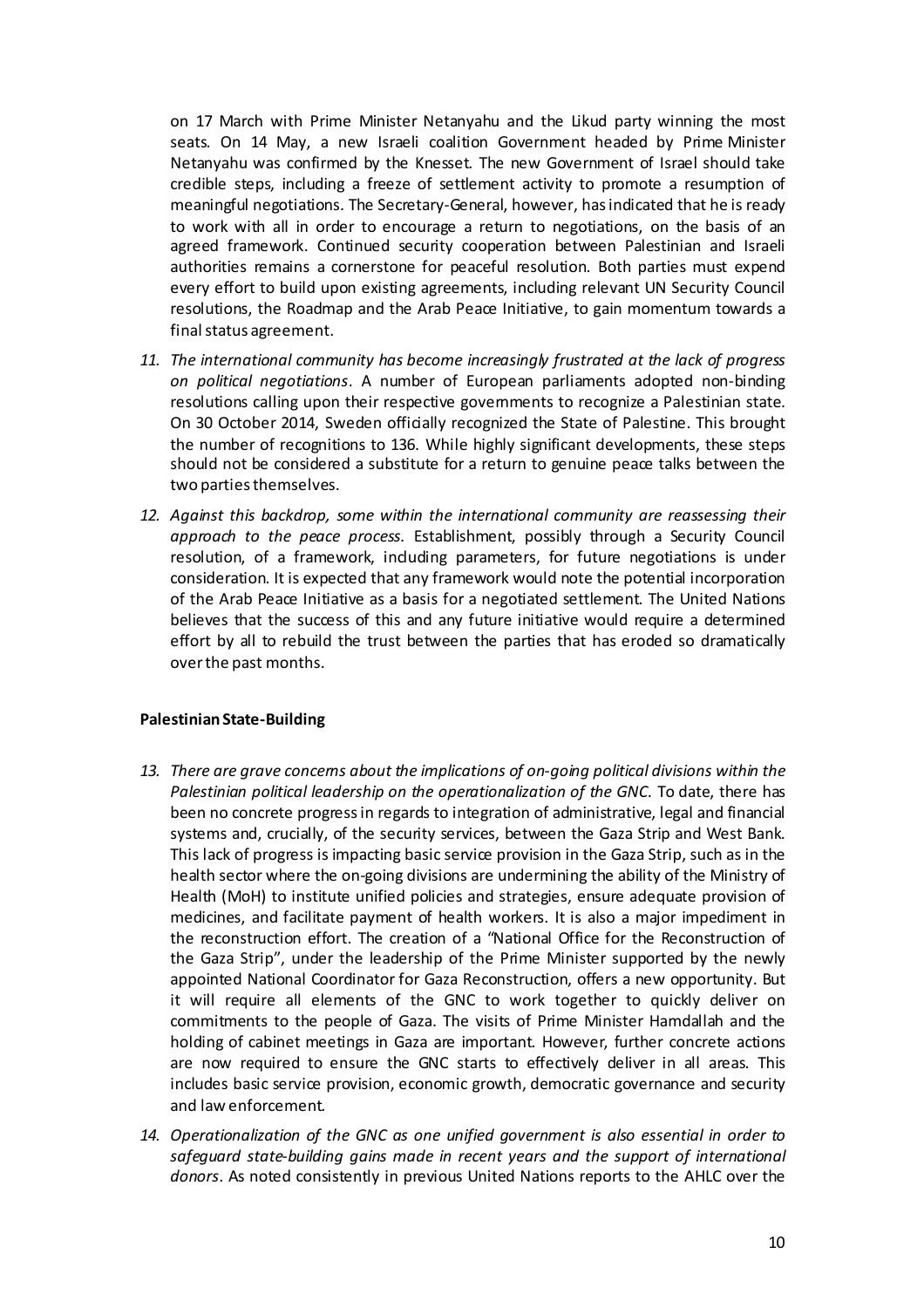on 17 March with Prime Minister Netanyahu and the Likud party winning the most seats. On 14 May, a new Israeli coalition Government headed by Prime Minister Netanyahu was confirmed by the Knesset. The new Government of Israel should take credible steps, including a freeze of settlement activity to promote a resumption of meaningful negotiations. The Secretary-General, however, has indicated that he is ready to work with all in order to encourage a return to negotiations, on the basis of an agreed framework. Continued security cooperation between Palestinian and Israeli authorities remains a cornerstone for peaceful resolution. Both parties must expend every effort to build upon existing agreements, including relevant UN Security Council resolutions, the Roadmap and the Arab Peace Initiative, to gain momentum towards a final status agreement.

11. *The international community has become increasingly frustrated at the lack of progress on political negotiations*. A number of European parliaments adopted non-binding resolutions calling upon their respective governments to recognize a Palestinian state. On 30 October 2014, Sweden officially recognized the State of Palestine. This brought the number of recognitions to 136. While highly significant developments, these steps should not be considered a substitute for a return to genuine peace talks between the two parties themselves.

12. *Against this backdrop, some within the international community are reassessing their approach to the peace process.* Establishment, possibly through a Security Council resolution, of a framework, including parameters, for future negotiations is under consideration. It is expected that any framework would note the potential incorporation of the Arab Peace Initiative as a basis for a negotiated settlement. The United Nations believes that the success of this and any future initiative would require a determined effort by all to rebuild the trust between the parties that has eroded so dramatically over the past months.

**Palestinian State-Building**

13. *There are grave concerns about the implications of on-going political divisions within the Palestinian political leadership on the operationalization of the GNC.* To date, there has been no concrete progress in regards to integration of administrative, legal and financial systems and, crucially, of the security services, between the Gaza Strip and West Bank. This lack of progress is impacting basic service provision in the Gaza Strip, such as in the health sector where the on-going divisions are undermining the ability of the Ministry of Health (MoH) to institute unified policies and strategies, ensure adequate provision of medicines, and facilitate payment of health workers. It is also a major impediment in the reconstruction effort. The creation of a "National Office for the Reconstruction of the Gaza Strip", under the leadership of the Prime Minister supported by the newly appointed National Coordinator for Gaza Reconstruction, offers a new opportunity. But it will require all elements of the GNC to work together to quickly deliver on commitments to the people of Gaza. The visits of Prime Minister Hamdallah and the holding of cabinet meetings in Gaza are important. However, further concrete actions are now required to ensure the GNC starts to effectively deliver in all areas. This includes basic service provision, economic growth, democratic governance and security and law enforcement.

14. *Operationalization of the GNC as one unified government is also essential in order to safeguard state-building gains made in recent years and the support of international donors*. As noted consistently in previous United Nations reports to the AHLC over the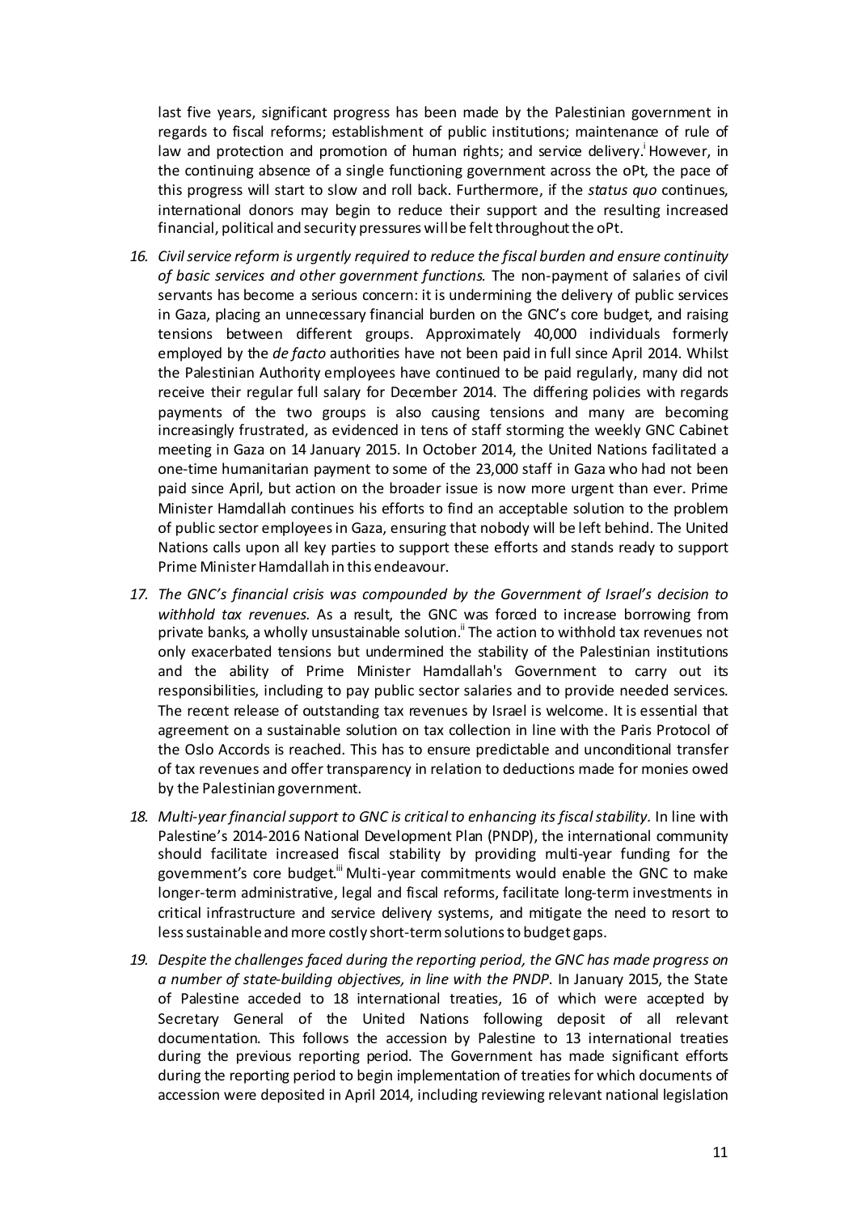last five years, significant progress has been made by the Palestinian government in regards to fiscal reforms; establishment of public institutions; maintenance of rule of law and protection and promotion of human rights; and service delivery.[i] However, in the continuing absence of a single functioning government across the oPt, the pace of this progress will start to slow and roll back. Furthermore, if the *status quo* continues, international donors may begin to reduce their support and the resulting increased financial, political and security pressures will be felt throughout the oPt.

16. *Civil service reform is urgently required to reduce the fiscal burden and ensure continuity of basic services and other government functions.* The non-payment of salaries of civil servants has become a serious concern: it is undermining the delivery of public services in Gaza, placing an unnecessary financial burden on the GNC's core budget, and raising tensions between different groups. Approximately 40,000 individuals formerly employed by the *de facto* authorities have not been paid in full since April 2014. Whilst the Palestinian Authority employees have continued to be paid regularly, many did not receive their regular full salary for December 2014. The differing policies with regards payments of the two groups is also causing tensions and many are becoming increasingly frustrated, as evidenced in tens of staff storming the weekly GNC Cabinet meeting in Gaza on 14 January 2015. In October 2014, the United Nations facilitated a one-time humanitarian payment to some of the 23,000 staff in Gaza who had not been paid since April, but action on the broader issue is now more urgent than ever. Prime Minister Hamdallah continues his efforts to find an acceptable solution to the problem of public sector employees in Gaza, ensuring that nobody will be left behind. The United Nations calls upon all key parties to support these efforts and stands ready to support Prime Minister Hamdallah in this endeavour.

17. *The GNC's financial crisis was compounded by the Government of Israel's decision to withhold tax revenues.* As a result, the GNC was forced to increase borrowing from private banks, a wholly unsustainable solution.[ii] The action to withhold tax revenues not only exacerbated tensions but undermined the stability of the Palestinian institutions and the ability of Prime Minister Hamdallah's Government to carry out its responsibilities, including to pay public sector salaries and to provide needed services. The recent release of outstanding tax revenues by Israel is welcome. It is essential that agreement on a sustainable solution on tax collection in line with the Paris Protocol of the Oslo Accords is reached. This has to ensure predictable and unconditional transfer of tax revenues and offer transparency in relation to deductions made for monies owed by the Palestinian government.

18. *Multi-year financial support to GNC is critical to enhancing its fiscal stability.* In line with Palestine's 2014-2016 National Development Plan (PNDP), the international community should facilitate increased fiscal stability by providing multi-year funding for the government's core budget.[iii] Multi-year commitments would enable the GNC to make longer-term administrative, legal and fiscal reforms, facilitate long-term investments in critical infrastructure and service delivery systems, and mitigate the need to resort to less sustainable and more costly short-term solutions to budget gaps.

19. *Despite the challenges faced during the reporting period, the GNC has made progress on a number of state-building objectives, in line with the PNDP.* In January 2015, the State of Palestine acceded to 18 international treaties, 16 of which were accepted by Secretary General of the United Nations following deposit of all relevant documentation. This follows the accession by Palestine to 13 international treaties during the previous reporting period. The Government has made significant efforts during the reporting period to begin implementation of treaties for which documents of accession were deposited in April 2014, including reviewing relevant national legislation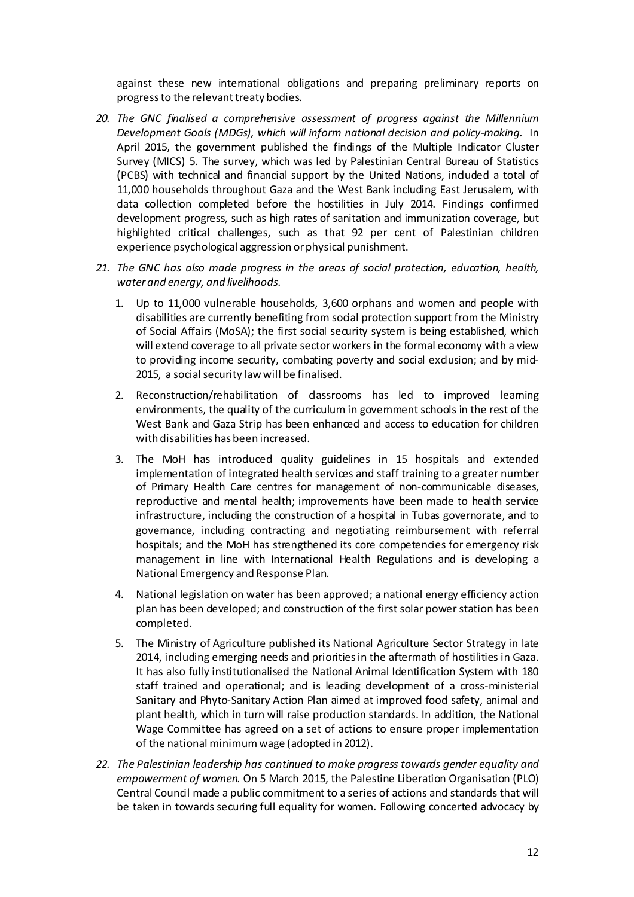against these new international obligations and preparing preliminary reports on progress to the relevant treaty bodies.

20. *The GNC finalised a comprehensive assessment of progress against the Millennium Development Goals (MDGs), which will inform national decision and policy-making.* In April 2015, the government published the findings of the Multiple Indicator Cluster Survey (MICS) 5. The survey, which was led by Palestinian Central Bureau of Statistics (PCBS) with technical and financial support by the United Nations, included a total of 11,000 households throughout Gaza and the West Bank including East Jerusalem, with data collection completed before the hostilities in July 2014. Findings confirmed development progress, such as high rates of sanitation and immunization coverage, but highlighted critical challenges, such as that 92 per cent of Palestinian children experience psychological aggression or physical punishment.

21. *The GNC has also made progress in the areas of social protection, education, health, water and energy, and livelihoods.*

    1. Up to 11,000 vulnerable households, 3,600 orphans and women and people with disabilities are currently benefiting from social protection support from the Ministry of Social Affairs (MoSA); the first social security system is being established, which will extend coverage to all private sector workers in the formal economy with a view to providing income security, combating poverty and social exclusion; and by mid-2015, a social security law will be finalised.
    2. Reconstruction/rehabilitation of classrooms has led to improved learning environments, the quality of the curriculum in government schools in the rest of the West Bank and Gaza Strip has been enhanced and access to education for children with disabilities has been increased.
    3. The MoH has introduced quality guidelines in 15 hospitals and extended implementation of integrated health services and staff training to a greater number of Primary Health Care centres for management of non-communicable diseases, reproductive and mental health; improvements have been made to health service infrastructure, including the construction of a hospital in Tubas governorate, and to governance, including contracting and negotiating reimbursement with referral hospitals; and the MoH has strengthened its core competencies for emergency risk management in line with International Health Regulations and is developing a National Emergency and Response Plan.
    4. National legislation on water has been approved; a national energy efficiency action plan has been developed; and construction of the first solar power station has been completed.
    5. The Ministry of Agriculture published its National Agriculture Sector Strategy in late 2014, including emerging needs and priorities in the aftermath of hostilities in Gaza. It has also fully institutionalised the National Animal Identification System with 180 staff trained and operational; and is leading development of a cross-ministerial Sanitary and Phyto-Sanitary Action Plan aimed at improved food safety, animal and plant health, which in turn will raise production standards. In addition, the National Wage Committee has agreed on a set of actions to ensure proper implementation of the national minimum wage (adopted in 2012).

22. *The Palestinian leadership has continued to make progress towards gender equality and empowerment of women.* On 5 March 2015, the Palestine Liberation Organisation (PLO) Central Council made a public commitment to a series of actions and standards that will be taken in towards securing full equality for women. Following concerted advocacy by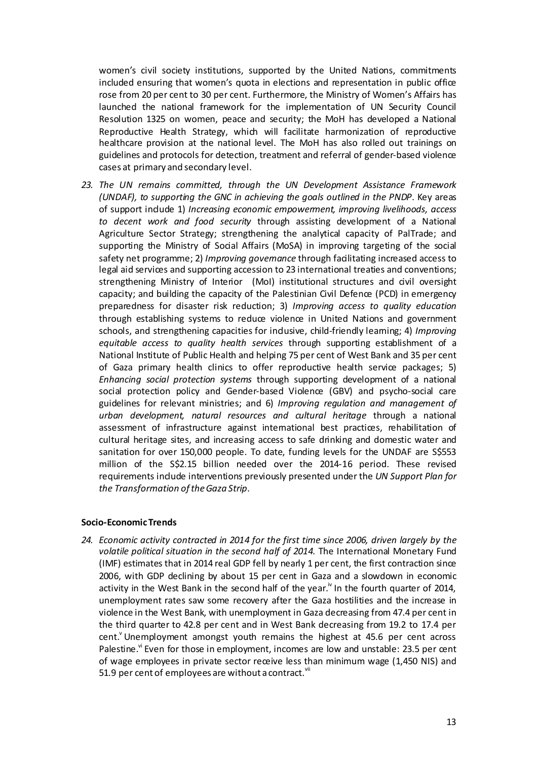women's civil society institutions, supported by the United Nations, commitments included ensuring that women's quota in elections and representation in public office rose from 20 per cent to 30 per cent. Furthermore, the Ministry of Women's Affairs has launched the national framework for the implementation of UN Security Council Resolution 1325 on women, peace and security; the MoH has developed a National Reproductive Health Strategy, which will facilitate harmonization of reproductive healthcare provision at the national level. The MoH has also rolled out trainings on guidelines and protocols for detection, treatment and referral of gender-based violence cases at primary and secondary level.

23. *The UN remains committed, through the UN Development Assistance Framework (UNDAF), to supporting the GNC in achieving the goals outlined in the PNDP*. Key areas of support include 1) *Increasing economic empowerment, improving livelihoods, access to decent work and food security* through assisting development of a National Agriculture Sector Strategy; strengthening the analytical capacity of PalTrade; and supporting the Ministry of Social Affairs (MoSA) in improving targeting of the social safety net programme; 2) *Improving governance* through facilitating increased access to legal aid services and supporting accession to 23 international treaties and conventions; strengthening Ministry of Interior (MoI) institutional structures and civil oversight capacity; and building the capacity of the Palestinian Civil Defence (PCD) in emergency preparedness for disaster risk reduction; 3) *Improving access to quality education* through establishing systems to reduce violence in United Nations and government schools, and strengthening capacities for inclusive, child-friendly learning; 4) *Improving equitable access to quality health services* through supporting establishment of a National Institute of Public Health and helping 75 per cent of West Bank and 35 per cent of Gaza primary health clinics to offer reproductive health service packages; 5) *Enhancing social protection systems* through supporting development of a national social protection policy and Gender-based Violence (GBV) and psycho-social care guidelines for relevant ministries; and 6) *Improving regulation and management of urban development, natural resources and cultural heritage* through a national assessment of infrastructure against international best practices, rehabilitation of cultural heritage sites, and increasing access to safe drinking and domestic water and sanitation for over 150,000 people. To date, funding levels for the UNDAF are S$553 million of the S$2.15 billion needed over the 2014-16 period. These revised requirements include interventions previously presented under the *UN Support Plan for the Transformation of the Gaza Strip*.

**Socio-Economic Trends**

24. *Economic activity contracted in 2014 for the first time since 2006, driven largely by the volatile political situation in the second half of 2014.* The International Monetary Fund (IMF) estimates that in 2014 real GDP fell by nearly 1 per cent, the first contraction since 2006, with GDP declining by about 15 per cent in Gaza and a slowdown in economic activity in the West Bank in the second half of the year.[iv] In the fourth quarter of 2014, unemployment rates saw some recovery after the Gaza hostilities and the increase in violence in the West Bank, with unemployment in Gaza decreasing from 47.4 per cent in the third quarter to 42.8 per cent and in West Bank decreasing from 19.2 to 17.4 per cent.[v] Unemployment amongst youth remains the highest at 45.6 per cent across Palestine.[vi] Even for those in employment, incomes are low and unstable: 23.5 per cent of wage employees in private sector receive less than minimum wage (1,450 NIS) and 51.9 per cent of employees are without a contract.[vii]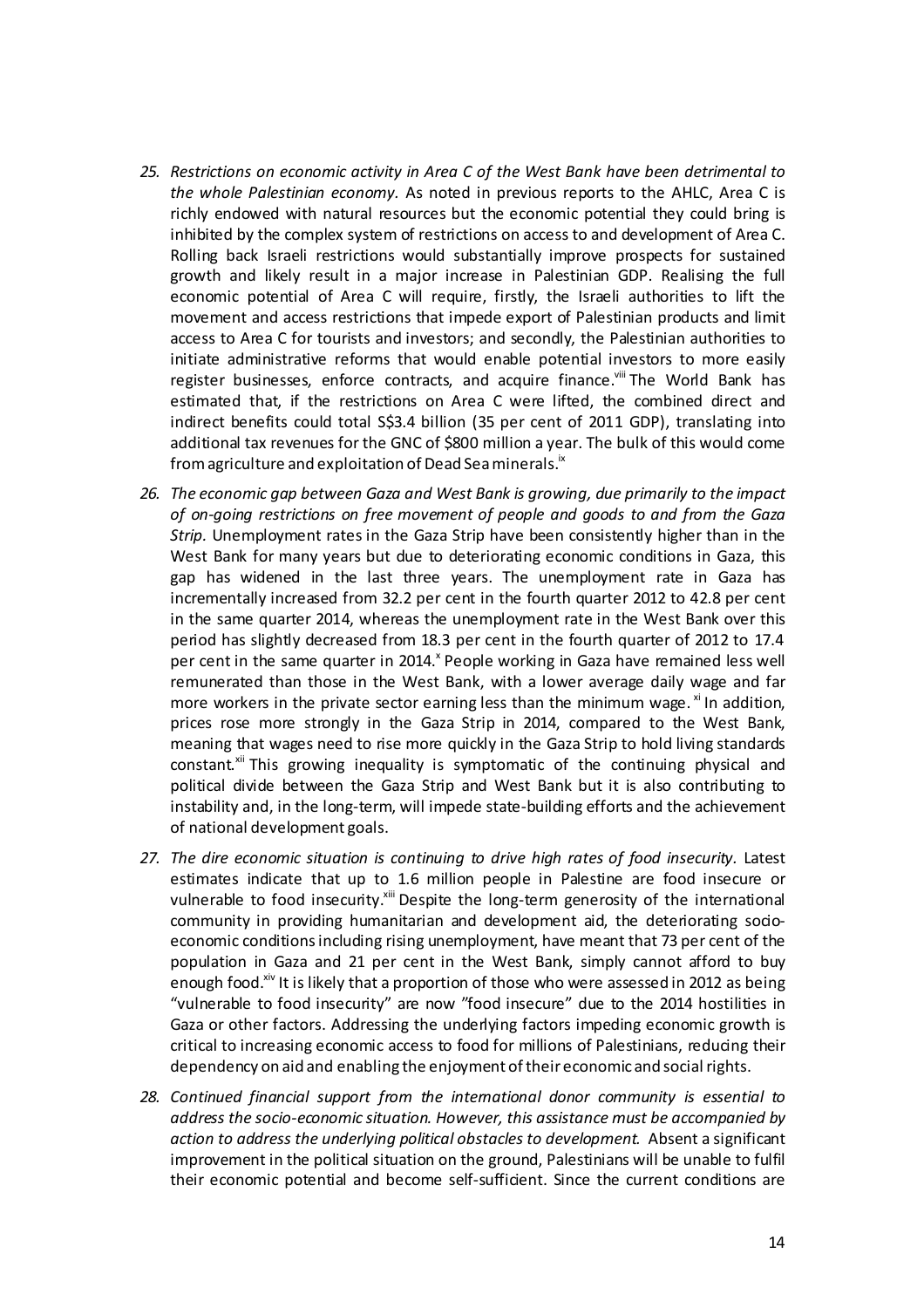25. *Restrictions on economic activity in Area C of the West Bank have been detrimental to the whole Palestinian economy.* As noted in previous reports to the AHLC, Area C is richly endowed with natural resources but the economic potential they could bring is inhibited by the complex system of restrictions on access to and development of Area C. Rolling back Israeli restrictions would substantially improve prospects for sustained growth and likely result in a major increase in Palestinian GDP. Realising the full economic potential of Area C will require, firstly, the Israeli authorities to lift the movement and access restrictions that impede export of Palestinian products and limit access to Area C for tourists and investors; and secondly, the Palestinian authorities to initiate administrative reforms that would enable potential investors to more easily register businesses, enforce contracts, and acquire finance.[viii] The World Bank has estimated that, if the restrictions on Area C were lifted, the combined direct and indirect benefits could total S$3.4 billion (35 per cent of 2011 GDP), translating into additional tax revenues for the GNC of $800 million a year. The bulk of this would come from agriculture and exploitation of Dead Sea minerals.[ix]

26. *The economic gap between Gaza and West Bank is growing, due primarily to the impact of on-going restrictions on free movement of people and goods to and from the Gaza Strip.* Unemployment rates in the Gaza Strip have been consistently higher than in the West Bank for many years but due to deteriorating economic conditions in Gaza, this gap has widened in the last three years. The unemployment rate in Gaza has incrementally increased from 32.2 per cent in the fourth quarter 2012 to 42.8 per cent in the same quarter 2014, whereas the unemployment rate in the West Bank over this period has slightly decreased from 18.3 per cent in the fourth quarter of 2012 to 17.4 per cent in the same quarter in 2014.[x] People working in Gaza have remained less well remunerated than those in the West Bank, with a lower average daily wage and far more workers in the private sector earning less than the minimum wage.[xi] In addition, prices rose more strongly in the Gaza Strip in 2014, compared to the West Bank, meaning that wages need to rise more quickly in the Gaza Strip to hold living standards constant.[xii] This growing inequality is symptomatic of the continuing physical and political divide between the Gaza Strip and West Bank but it is also contributing to instability and, in the long-term, will impede state-building efforts and the achievement of national development goals.

27. *The dire economic situation is continuing to drive high rates of food insecurity.* Latest estimates indicate that up to 1.6 million people in Palestine are food insecure or vulnerable to food insecurity.[xiii] Despite the long-term generosity of the international community in providing humanitarian and development aid, the deteriorating socio-economic conditions including rising unemployment, have meant that 73 per cent of the population in Gaza and 21 per cent in the West Bank, simply cannot afford to buy enough food.[xiv] It is likely that a proportion of those who were assessed in 2012 as being "vulnerable to food insecurity" are now "food insecure" due to the 2014 hostilities in Gaza or other factors. Addressing the underlying factors impeding economic growth is critical to increasing economic access to food for millions of Palestinians, reducing their dependency on aid and enabling the enjoyment of their economic and social rights.

28. *Continued financial support from the international donor community is essential to address the socio-economic situation. However, this assistance must be accompanied by action to address the underlying political obstacles to development.* Absent a significant improvement in the political situation on the ground, Palestinians will be unable to fulfil their economic potential and become self-sufficient. Since the current conditions are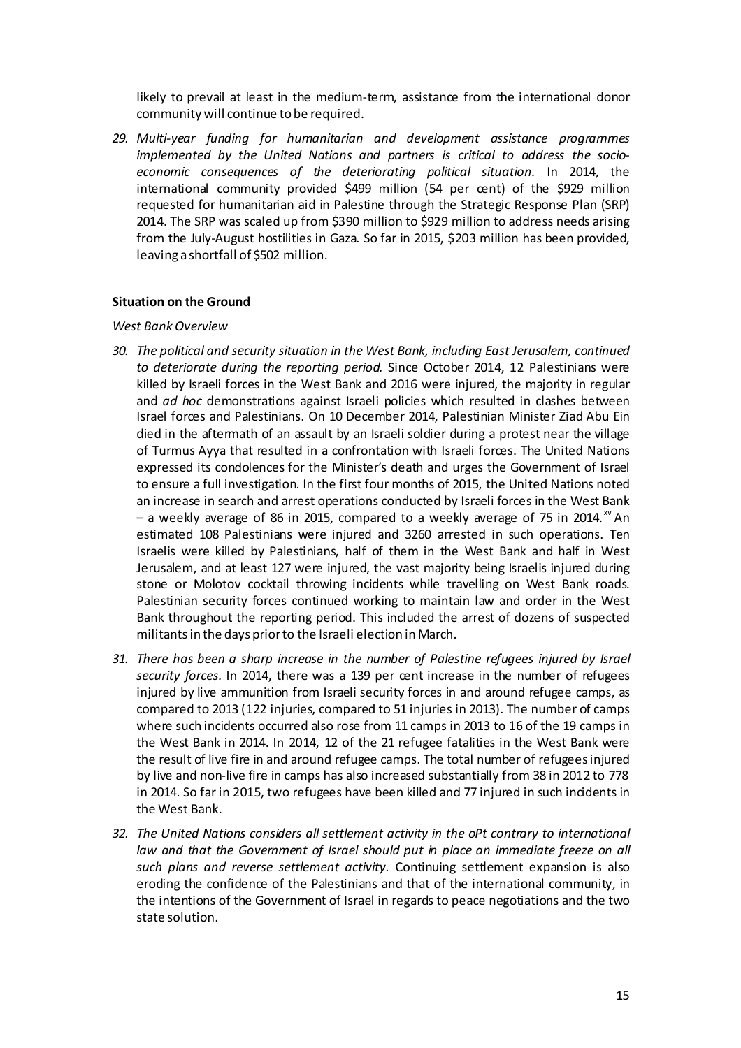likely to prevail at least in the medium-term, assistance from the international donor community will continue to be required.

29. *Multi-year funding for humanitarian and development assistance programmes implemented by the United Nations and partners is critical to address the socio-economic consequences of the deteriorating political situation.* In 2014, the international community provided \$499 million (54 per cent) of the \$929 million requested for humanitarian aid in Palestine through the Strategic Response Plan (SRP) 2014. The SRP was scaled up from \$390 million to \$929 million to address needs arising from the July-August hostilities in Gaza. So far in 2015, \$203 million has been provided, leaving a shortfall of \$502 million.

**Situation on the Ground**

*West Bank Overview*

30. *The political and security situation in the West Bank, including East Jerusalem, continued to deteriorate during the reporting period.* Since October 2014, 12 Palestinians were killed by Israeli forces in the West Bank and 2016 were injured, the majority in regular and *ad hoc* demonstrations against Israeli policies which resulted in clashes between Israel forces and Palestinians. On 10 December 2014, Palestinian Minister Ziad Abu Ein died in the aftermath of an assault by an Israeli soldier during a protest near the village of Turmus Ayya that resulted in a confrontation with Israeli forces. The United Nations expressed its condolences for the Minister's death and urges the Government of Israel to ensure a full investigation. In the first four months of 2015, the United Nations noted an increase in search and arrest operations conducted by Israeli forces in the West Bank – a weekly average of 86 in 2015, compared to a weekly average of 75 in 2014.[xv] An estimated 108 Palestinians were injured and 3260 arrested in such operations. Ten Israelis were killed by Palestinians, half of them in the West Bank and half in West Jerusalem, and at least 127 were injured, the vast majority being Israelis injured during stone or Molotov cocktail throwing incidents while travelling on West Bank roads. Palestinian security forces continued working to maintain law and order in the West Bank throughout the reporting period. This included the arrest of dozens of suspected militants in the days prior to the Israeli election in March.

31. *There has been a sharp increase in the number of Palestine refugees injured by Israel security forces.* In 2014, there was a 139 per cent increase in the number of refugees injured by live ammunition from Israeli security forces in and around refugee camps, as compared to 2013 (122 injuries, compared to 51 injuries in 2013). The number of camps where such incidents occurred also rose from 11 camps in 2013 to 16 of the 19 camps in the West Bank in 2014. In 2014, 12 of the 21 refugee fatalities in the West Bank were the result of live fire in and around refugee camps. The total number of refugees injured by live and non-live fire in camps has also increased substantially from 38 in 2012 to 778 in 2014. So far in 2015, two refugees have been killed and 77 injured in such incidents in the West Bank.

32. *The United Nations considers all settlement activity in the oPt contrary to international law and that the Government of Israel should put in place an immediate freeze on all such plans and reverse settlement activity.* Continuing settlement expansion is also eroding the confidence of the Palestinians and that of the international community, in the intentions of the Government of Israel in regards to peace negotiations and the two state solution.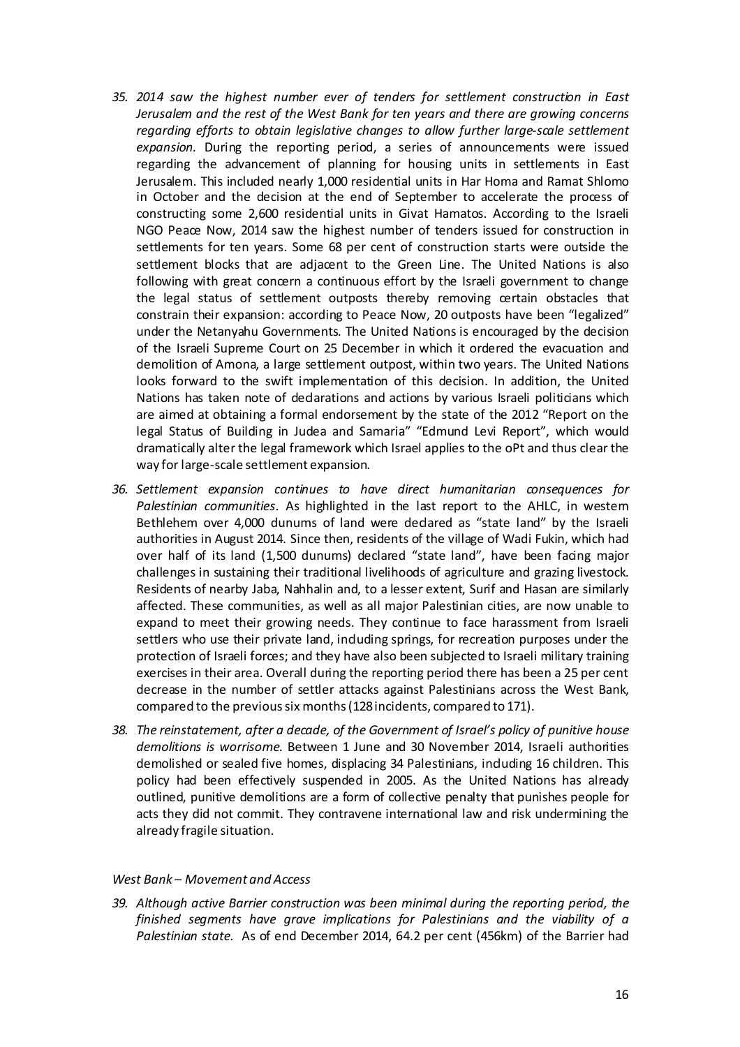35. *2014 saw the highest number ever of tenders for settlement construction in East Jerusalem and the rest of the West Bank for ten years and there are growing concerns regarding efforts to obtain legislative changes to allow further large-scale settlement expansion.* During the reporting period, a series of announcements were issued regarding the advancement of planning for housing units in settlements in East Jerusalem. This included nearly 1,000 residential units in Har Homa and Ramat Shlomo in October and the decision at the end of September to accelerate the process of constructing some 2,600 residential units in Givat Hamatos. According to the Israeli NGO Peace Now, 2014 saw the highest number of tenders issued for construction in settlements for ten years. Some 68 per cent of construction starts were outside the settlement blocks that are adjacent to the Green Line. The United Nations is also following with great concern a continuous effort by the Israeli government to change the legal status of settlement outposts thereby removing certain obstacles that constrain their expansion: according to Peace Now, 20 outposts have been "legalized" under the Netanyahu Governments. The United Nations is encouraged by the decision of the Israeli Supreme Court on 25 December in which it ordered the evacuation and demolition of Amona, a large settlement outpost, within two years. The United Nations looks forward to the swift implementation of this decision. In addition, the United Nations has taken note of declarations and actions by various Israeli politicians which are aimed at obtaining a formal endorsement by the state of the 2012 "Report on the legal Status of Building in Judea and Samaria" "Edmund Levi Report", which would dramatically alter the legal framework which Israel applies to the oPt and thus clear the way for large-scale settlement expansion.

36. *Settlement expansion continues to have direct humanitarian consequences for Palestinian communities*. As highlighted in the last report to the AHLC, in western Bethlehem over 4,000 dunums of land were declared as "state land" by the Israeli authorities in August 2014. Since then, residents of the village of Wadi Fukin, which had over half of its land (1,500 dunums) declared "state land", have been facing major challenges in sustaining their traditional livelihoods of agriculture and grazing livestock. Residents of nearby Jaba, Nahhalin and, to a lesser extent, Surif and Hasan are similarly affected. These communities, as well as all major Palestinian cities, are now unable to expand to meet their growing needs. They continue to face harassment from Israeli settlers who use their private land, including springs, for recreation purposes under the protection of Israeli forces; and they have also been subjected to Israeli military training exercises in their area. Overall during the reporting period there has been a 25 per cent decrease in the number of settler attacks against Palestinians across the West Bank, compared to the previous six months (128 incidents, compared to 171).

38. *The reinstatement, after a decade, of the Government of Israel's policy of punitive house demolitions is worrisome.* Between 1 June and 30 November 2014, Israeli authorities demolished or sealed five homes, displacing 34 Palestinians, including 16 children. This policy had been effectively suspended in 2005. As the United Nations has already outlined, punitive demolitions are a form of collective penalty that punishes people for acts they did not commit. They contravene international law and risk undermining the already fragile situation.

*West Bank – Movement and Access*

39. *Although active Barrier construction was been minimal during the reporting period, the finished segments have grave implications for Palestinians and the viability of a Palestinian state.* As of end December 2014, 64.2 per cent (456km) of the Barrier had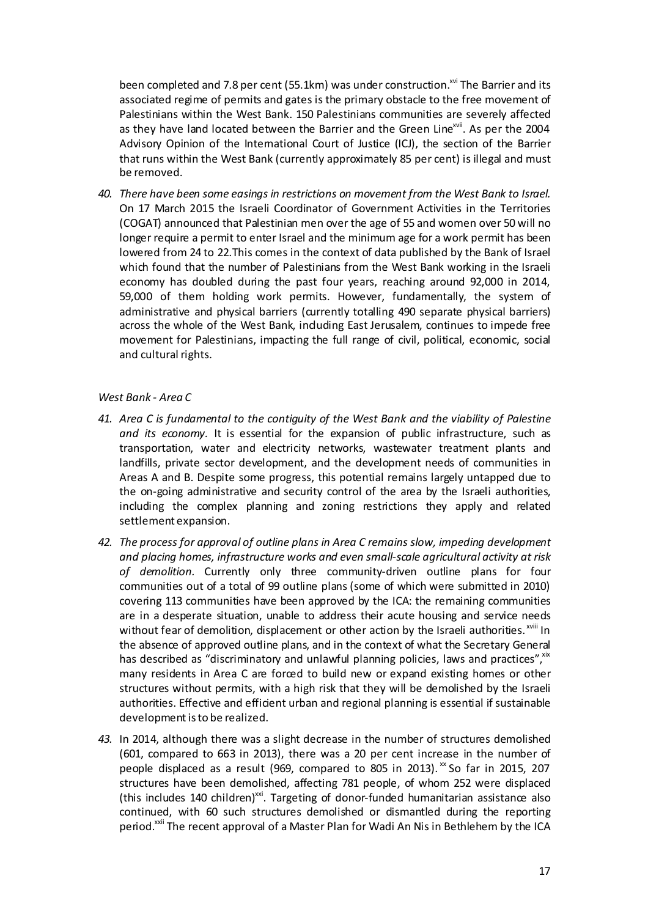been completed and 7.8 per cent (55.1km) was under construction.[xvi] The Barrier and its associated regime of permits and gates is the primary obstacle to the free movement of Palestinians within the West Bank. 150 Palestinians communities are severely affected as they have land located between the Barrier and the Green Line[xvii]. As per the 2004 Advisory Opinion of the International Court of Justice (ICJ), the section of the Barrier that runs within the West Bank (currently approximately 85 per cent) is illegal and must be removed.

40. *There have been some easings in restrictions on movement from the West Bank to Israel.* On 17 March 2015 the Israeli Coordinator of Government Activities in the Territories (COGAT) announced that Palestinian men over the age of 55 and women over 50 will no longer require a permit to enter Israel and the minimum age for a work permit has been lowered from 24 to 22.This comes in the context of data published by the Bank of Israel which found that the number of Palestinians from the West Bank working in the Israeli economy has doubled during the past four years, reaching around 92,000 in 2014, 59,000 of them holding work permits. However, fundamentally, the system of administrative and physical barriers (currently totalling 490 separate physical barriers) across the whole of the West Bank, including East Jerusalem, continues to impede free movement for Palestinians, impacting the full range of civil, political, economic, social and cultural rights.

*West Bank - Area C*

41. *Area C is fundamental to the contiguity of the West Bank and the viability of Palestine and its economy.* It is essential for the expansion of public infrastructure, such as transportation, water and electricity networks, wastewater treatment plants and landfills, private sector development, and the development needs of communities in Areas A and B. Despite some progress, this potential remains largely untapped due to the on-going administrative and security control of the area by the Israeli authorities, including the complex planning and zoning restrictions they apply and related settlement expansion.

42. *The process for approval of outline plans in Area C remains slow, impeding development and placing homes, infrastructure works and even small-scale agricultural activity at risk of demolition.* Currently only three community-driven outline plans for four communities out of a total of 99 outline plans (some of which were submitted in 2010) covering 113 communities have been approved by the ICA: the remaining communities are in a desperate situation, unable to address their acute housing and service needs without fear of demolition, displacement or other action by the Israeli authorities.[xviii] In the absence of approved outline plans, and in the context of what the Secretary General has described as "discriminatory and unlawful planning policies, laws and practices",[xix] many residents in Area C are forced to build new or expand existing homes or other structures without permits, with a high risk that they will be demolished by the Israeli authorities. Effective and efficient urban and regional planning is essential if sustainable development is to be realized.

43. In 2014, although there was a slight decrease in the number of structures demolished (601, compared to 663 in 2013), there was a 20 per cent increase in the number of people displaced as a result (969, compared to 805 in 2013).[xx] So far in 2015, 207 structures have been demolished, affecting 781 people, of whom 252 were displaced (this includes 140 children)[xxi]. Targeting of donor-funded humanitarian assistance also continued, with 60 such structures demolished or dismantled during the reporting period.[xxii] The recent approval of a Master Plan for Wadi An Nis in Bethlehem by the ICA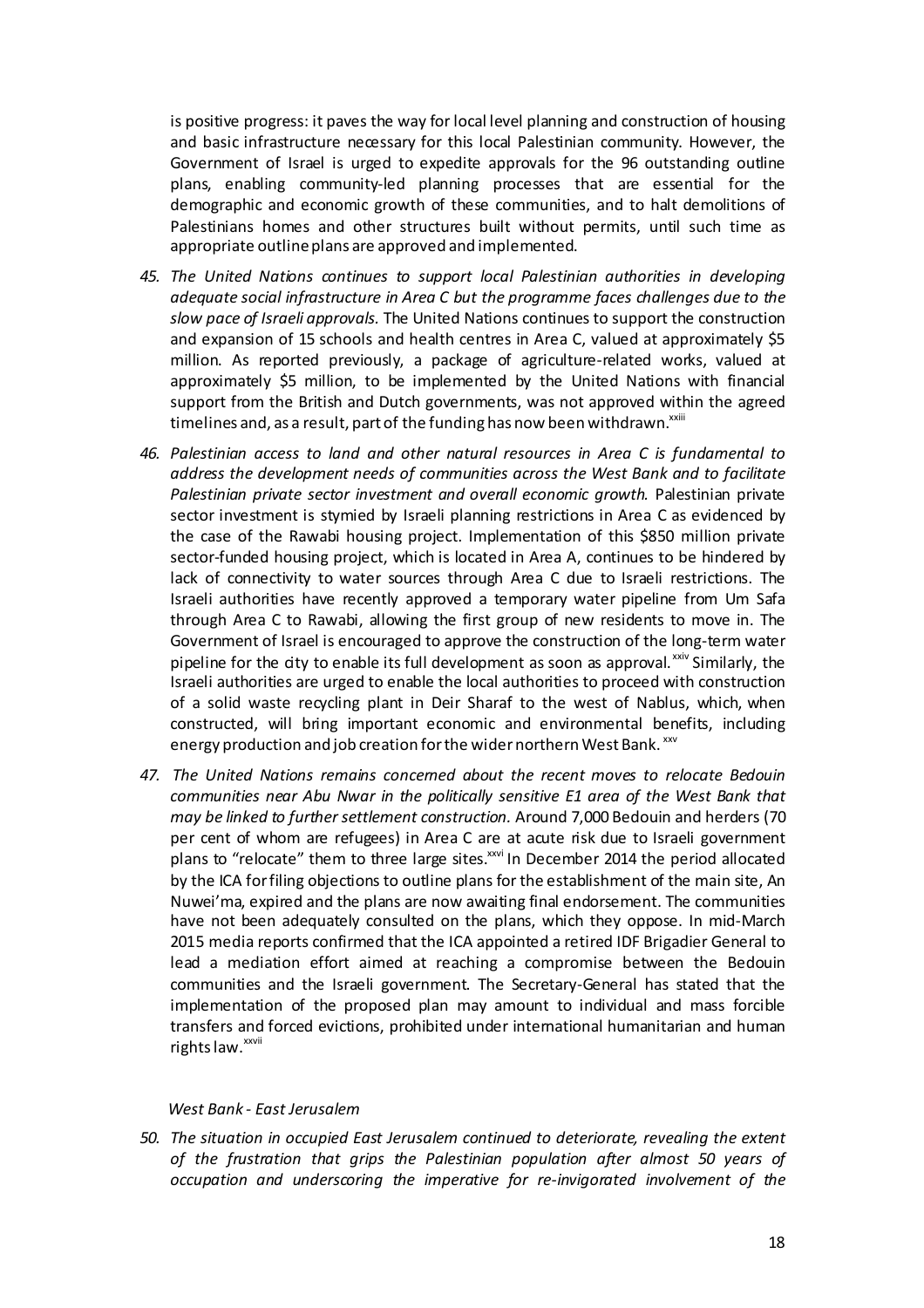is positive progress: it paves the way for local level planning and construction of housing and basic infrastructure necessary for this local Palestinian community. However, the Government of Israel is urged to expedite approvals for the 96 outstanding outline plans, enabling community-led planning processes that are essential for the demographic and economic growth of these communities, and to halt demolitions of Palestinians homes and other structures built without permits, until such time as appropriate outline plans are approved and implemented.

45. *The United Nations continues to support local Palestinian authorities in developing adequate social infrastructure in Area C but the programme faces challenges due to the slow pace of Israeli approvals.* The United Nations continues to support the construction and expansion of 15 schools and health centres in Area C, valued at approximately $5 million. As reported previously, a package of agriculture-related works, valued at approximately $5 million, to be implemented by the United Nations with financial support from the British and Dutch governments, was not approved within the agreed timelines and, as a result, part of the funding has now been withdrawn.[xxiii]

46. *Palestinian access to land and other natural resources in Area C is fundamental to address the development needs of communities across the West Bank and to facilitate Palestinian private sector investment and overall economic growth.* Palestinian private sector investment is stymied by Israeli planning restrictions in Area C as evidenced by the case of the Rawabi housing project. Implementation of this $850 million private sector-funded housing project, which is located in Area A, continues to be hindered by lack of connectivity to water sources through Area C due to Israeli restrictions. The Israeli authorities have recently approved a temporary water pipeline from Um Safa through Area C to Rawabi, allowing the first group of new residents to move in. The Government of Israel is encouraged to approve the construction of the long-term water pipeline for the city to enable its full development as soon as approval.[xxiv] Similarly, the Israeli authorities are urged to enable the local authorities to proceed with construction of a solid waste recycling plant in Deir Sharaf to the west of Nablus, which, when constructed, will bring important economic and environmental benefits, including energy production and job creation for the wider northern West Bank.[xxv]

47. *The United Nations remains concerned about the recent moves to relocate Bedouin communities near Abu Nwar in the politically sensitive E1 area of the West Bank that may be linked to further settlement construction.* Around 7,000 Bedouin and herders (70 per cent of whom are refugees) in Area C are at acute risk due to Israeli government plans to "relocate" them to three large sites.[xxvi] In December 2014 the period allocated by the ICA for filing objections to outline plans for the establishment of the main site, An Nuwei'ma, expired and the plans are now awaiting final endorsement. The communities have not been adequately consulted on the plans, which they oppose. In mid-March 2015 media reports confirmed that the ICA appointed a retired IDF Brigadier General to lead a mediation effort aimed at reaching a compromise between the Bedouin communities and the Israeli government. The Secretary-General has stated that the implementation of the proposed plan may amount to individual and mass forcible transfers and forced evictions, prohibited under international humanitarian and human rights law.[xxvii]

*West Bank - East Jerusalem*

50. *The situation in occupied East Jerusalem continued to deteriorate, revealing the extent of the frustration that grips the Palestinian population after almost 50 years of occupation and underscoring the imperative for re-invigorated involvement of the*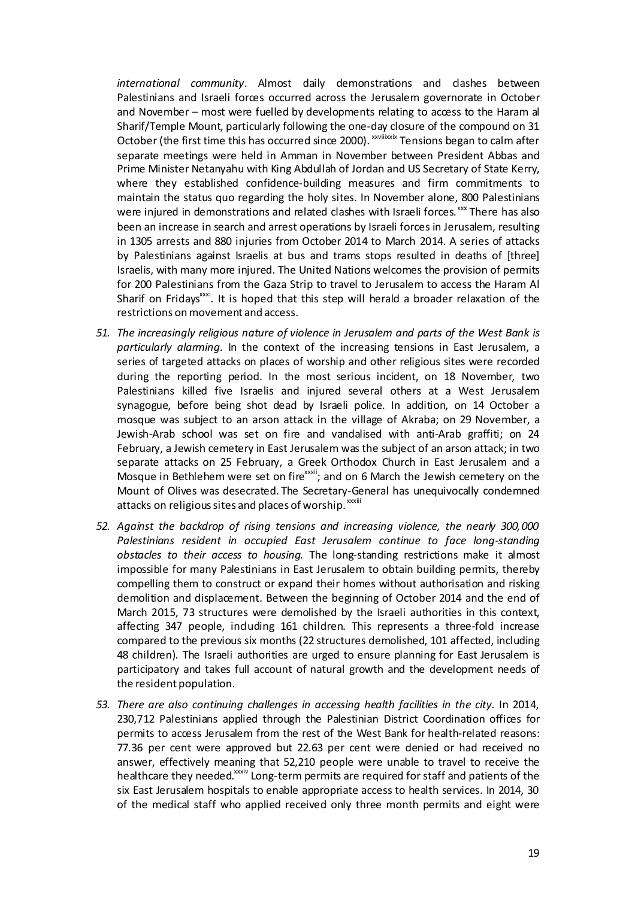*international community*. Almost daily demonstrations and clashes between Palestinians and Israeli forces occurred across the Jerusalem governorate in October and November – most were fuelled by developments relating to access to the Haram al Sharif/Temple Mount, particularly following the one-day closure of the compound on 31 October (the first time this has occurred since 2000). [xxviiixxix] Tensions began to calm after separate meetings were held in Amman in November between President Abbas and Prime Minister Netanyahu with King Abdullah of Jordan and US Secretary of State Kerry, where they established confidence-building measures and firm commitments to maintain the status quo regarding the holy sites. In November alone, 800 Palestinians were injured in demonstrations and related clashes with Israeli forces. [xxx] There has also been an increase in search and arrest operations by Israeli forces in Jerusalem, resulting in 1305 arrests and 880 injuries from October 2014 to March 2014. A series of attacks by Palestinians against Israelis at bus and trams stops resulted in deaths of [three] Israelis, with many more injured. The United Nations welcomes the provision of permits for 200 Palestinians from the Gaza Strip to travel to Jerusalem to access the Haram Al Sharif on Fridays[xxxi]. It is hoped that this step will herald a broader relaxation of the restrictions on movement and access.

51. *The increasingly religious nature of violence in Jerusalem and parts of the West Bank is particularly alarming.* In the context of the increasing tensions in East Jerusalem, a series of targeted attacks on places of worship and other religious sites were recorded during the reporting period. In the most serious incident, on 18 November, two Palestinians killed five Israelis and injured several others at a West Jerusalem synagogue, before being shot dead by Israeli police. In addition, on 14 October a mosque was subject to an arson attack in the village of Akraba; on 29 November, a Jewish-Arab school was set on fire and vandalised with anti-Arab graffiti; on 24 February, a Jewish cemetery in East Jerusalem was the subject of an arson attack; in two separate attacks on 25 February, a Greek Orthodox Church in East Jerusalem and a Mosque in Bethlehem were set on fire[xxxii]; and on 6 March the Jewish cemetery on the Mount of Olives was desecrated. The Secretary-General has unequivocally condemned attacks on religious sites and places of worship. [xxxiii]

52. *Against the backdrop of rising tensions and increasing violence, the nearly 300,000 Palestinians resident in occupied East Jerusalem continue to face long-standing obstacles to their access to housing.* The long-standing restrictions make it almost impossible for many Palestinians in East Jerusalem to obtain building permits, thereby compelling them to construct or expand their homes without authorisation and risking demolition and displacement. Between the beginning of October 2014 and the end of March 2015, 73 structures were demolished by the Israeli authorities in this context, affecting 347 people, including 161 children. This represents a three-fold increase compared to the previous six months (22 structures demolished, 101 affected, including 48 children). The Israeli authorities are urged to ensure planning for East Jerusalem is participatory and takes full account of natural growth and the development needs of the resident population.

53. *There are also continuing challenges in accessing health facilities in the city.* In 2014, 230,712 Palestinians applied through the Palestinian District Coordination offices for permits to access Jerusalem from the rest of the West Bank for health-related reasons: 77.36 per cent were approved but 22.63 per cent were denied or had received no answer, effectively meaning that 52,210 people were unable to travel to receive the healthcare they needed.[xxxiv] Long-term permits are required for staff and patients of the six East Jerusalem hospitals to enable appropriate access to health services. In 2014, 30 of the medical staff who applied received only three month permits and eight were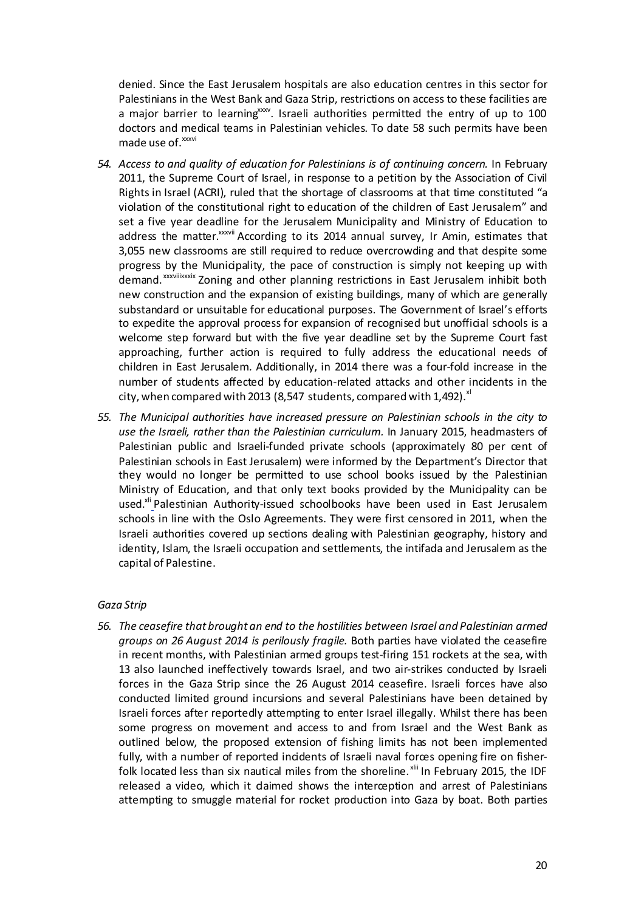denied. Since the East Jerusalem hospitals are also education centres in this sector for Palestinians in the West Bank and Gaza Strip, restrictions on access to these facilities are a major barrier to learning[xxxv]. Israeli authorities permitted the entry of up to 100 doctors and medical teams in Palestinian vehicles. To date 58 such permits have been made use of.[xxxvi]

54. *Access to and quality of education for Palestinians is of continuing concern.* In February 2011, the Supreme Court of Israel, in response to a petition by the Association of Civil Rights in Israel (ACRI), ruled that the shortage of classrooms at that time constituted "a violation of the constitutional right to education of the children of East Jerusalem" and set a five year deadline for the Jerusalem Municipality and Ministry of Education to address the matter.[xxxvii] According to its 2014 annual survey, Ir Amin, estimates that 3,055 new classrooms are still required to reduce overcrowding and that despite some progress by the Municipality, the pace of construction is simply not keeping up with demand.[xxxviii][xxxix] Zoning and other planning restrictions in East Jerusalem inhibit both new construction and the expansion of existing buildings, many of which are generally substandard or unsuitable for educational purposes. The Government of Israel's efforts to expedite the approval process for expansion of recognised but unofficial schools is a welcome step forward but with the five year deadline set by the Supreme Court fast approaching, further action is required to fully address the educational needs of children in East Jerusalem. Additionally, in 2014 there was a four-fold increase in the number of students affected by education-related attacks and other incidents in the city, when compared with 2013 (8,547 students, compared with 1,492).[xl]

55. *The Municipal authorities have increased pressure on Palestinian schools in the city to use the Israeli, rather than the Palestinian curriculum.* In January 2015, headmasters of Palestinian public and Israeli-funded private schools (approximately 80 per cent of Palestinian schools in East Jerusalem) were informed by the Department's Director that they would no longer be permitted to use school books issued by the Palestinian Ministry of Education, and that only text books provided by the Municipality can be used.[xli] Palestinian Authority-issued schoolbooks have been used in East Jerusalem schools in line with the Oslo Agreements. They were first censored in 2011, when the Israeli authorities covered up sections dealing with Palestinian geography, history and identity, Islam, the Israeli occupation and settlements, the intifada and Jerusalem as the capital of Palestine.

*Gaza Strip*

56. *The ceasefire that brought an end to the hostilities between Israel and Palestinian armed groups on 26 August 2014 is perilously fragile.* Both parties have violated the ceasefire in recent months, with Palestinian armed groups test-firing 151 rockets at the sea, with 13 also launched ineffectively towards Israel, and two air-strikes conducted by Israeli forces in the Gaza Strip since the 26 August 2014 ceasefire. Israeli forces have also conducted limited ground incursions and several Palestinians have been detained by Israeli forces after reportedly attempting to enter Israel illegally. Whilst there has been some progress on movement and access to and from Israel and the West Bank as outlined below, the proposed extension of fishing limits has not been implemented fully, with a number of reported incidents of Israeli naval forces opening fire on fisher-folk located less than six nautical miles from the shoreline.[xlii] In February 2015, the IDF released a video, which it claimed shows the interception and arrest of Palestinians attempting to smuggle material for rocket production into Gaza by boat. Both parties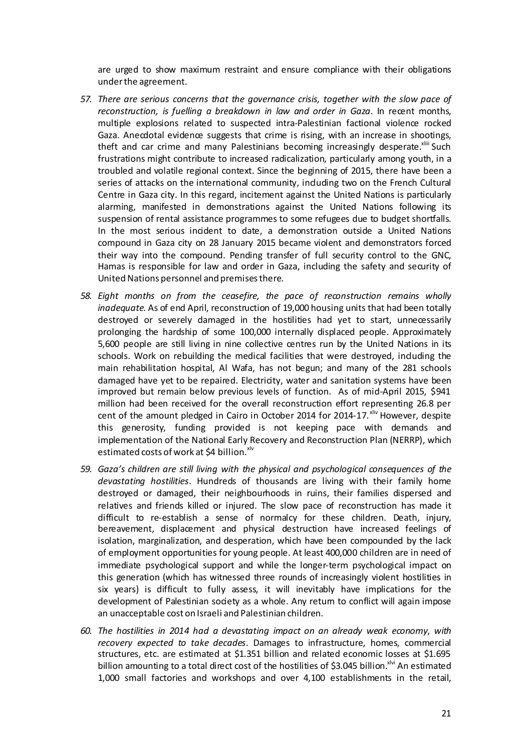are urged to show maximum restraint and ensure compliance with their obligations under the agreement.

57. *There are serious concerns that the governance crisis, together with the slow pace of reconstruction, is fuelling a breakdown in law and order in Gaza*. In recent months, multiple explosions related to suspected intra-Palestinian factional violence rocked Gaza. Anecdotal evidence suggests that crime is rising, with an increase in shootings, theft and car crime and many Palestinians becoming increasingly desperate.[xliii] Such frustrations might contribute to increased radicalization, particularly among youth, in a troubled and volatile regional context. Since the beginning of 2015, there have been a series of attacks on the international community, including two on the French Cultural Centre in Gaza city. In this regard, incitement against the United Nations is particularly alarming, manifested in demonstrations against the United Nations following its suspension of rental assistance programmes to some refugees due to budget shortfalls. In the most serious incident to date, a demonstration outside a United Nations compound in Gaza city on 28 January 2015 became violent and demonstrators forced their way into the compound. Pending transfer of full security control to the GNC, Hamas is responsible for law and order in Gaza, including the safety and security of United Nations personnel and premises there.

58. *Eight months on from the ceasefire, the pace of reconstruction remains wholly inadequate*. As of end April, reconstruction of 19,000 housing units that had been totally destroyed or severely damaged in the hostilities had yet to start, unnecessarily prolonging the hardship of some 100,000 internally displaced people. Approximately 5,600 people are still living in nine collective centres run by the United Nations in its schools. Work on rebuilding the medical facilities that were destroyed, including the main rehabilitation hospital, Al Wafa, has not begun; and many of the 281 schools damaged have yet to be repaired. Electricity, water and sanitation systems have been improved but remain below previous levels of function. As of mid-April 2015, \$941 million had been received for the overall reconstruction effort representing 26.8 per cent of the amount pledged in Cairo in October 2014 for 2014-17.[xliv] However, despite this generosity, funding provided is not keeping pace with demands and implementation of the National Early Recovery and Reconstruction Plan (NERRP), which estimated costs of work at \$4 billion.[xlv]

59. *Gaza's children are still living with the physical and psychological consequences of the devastating hostilities*. Hundreds of thousands are living with their family home destroyed or damaged, their neighbourhoods in ruins, their families dispersed and relatives and friends killed or injured. The slow pace of reconstruction has made it difficult to re-establish a sense of normalcy for these children. Death, injury, bereavement, displacement and physical destruction have increased feelings of isolation, marginalization, and desperation, which have been compounded by the lack of employment opportunities for young people. At least 400,000 children are in need of immediate psychological support and while the longer-term psychological impact on this generation (which has witnessed three rounds of increasingly violent hostilities in six years) is difficult to fully assess, it will inevitably have implications for the development of Palestinian society as a whole. Any return to conflict will again impose an unacceptable cost on Israeli and Palestinian children.

60. *The hostilities in 2014 had a devastating impact on an already weak economy, with recovery expected to take decades*. Damages to infrastructure, homes, commercial structures, etc. are estimated at \$1.351 billion and related economic losses at \$1.695 billion amounting to a total direct cost of the hostilities of \$3.045 billion.[xlvi] An estimated 1,000 small factories and workshops and over 4,100 establishments in the retail,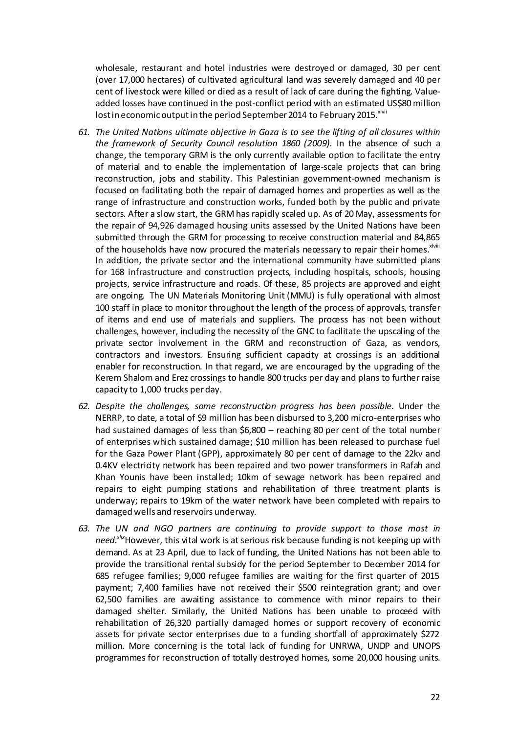wholesale, restaurant and hotel industries were destroyed or damaged, 30 per cent (over 17,000 hectares) of cultivated agricultural land was severely damaged and 40 per cent of livestock were killed or died as a result of lack of care during the fighting. Value-added losses have continued in the post-conflict period with an estimated US$80 million lost in economic output in the period September 2014 to February 2015.[xlvii]

61. *The United Nations ultimate objective in Gaza is to see the lifting of all closures within the framework of Security Council resolution 1860 (2009).* In the absence of such a change, the temporary GRM is the only currently available option to facilitate the entry of material and to enable the implementation of large-scale projects that can bring reconstruction, jobs and stability. This Palestinian government-owned mechanism is focused on facilitating both the repair of damaged homes and properties as well as the range of infrastructure and construction works, funded both by the public and private sectors. After a slow start, the GRM has rapidly scaled up. As of 20 May, assessments for the repair of 94,926 damaged housing units assessed by the United Nations have been submitted through the GRM for processing to receive construction material and 84,865 of the households have now procured the materials necessary to repair their homes.[xlviii] In addition, the private sector and the international community have submitted plans for 168 infrastructure and construction projects, including hospitals, schools, housing projects, service infrastructure and roads. Of these, 85 projects are approved and eight are ongoing. The UN Materials Monitoring Unit (MMU) is fully operational with almost 100 staff in place to monitor throughout the length of the process of approvals, transfer of items and end use of materials and suppliers. The process has not been without challenges, however, including the necessity of the GNC to facilitate the upscaling of the private sector involvement in the GRM and reconstruction of Gaza, as vendors, contractors and investors. Ensuring sufficient capacity at crossings is an additional enabler for reconstruction. In that regard, we are encouraged by the upgrading of the Kerem Shalom and Erez crossings to handle 800 trucks per day and plans to further raise capacity to 1,000 trucks per day.

62. *Despite the challenges, some reconstruction progress has been possible*. Under the NERRP, to date, a total of $9 million has been disbursed to 3,200 micro-enterprises who had sustained damages of less than $6,800 – reaching 80 per cent of the total number of enterprises which sustained damage; $10 million has been released to purchase fuel for the Gaza Power Plant (GPP), approximately 80 per cent of damage to the 22kv and 0.4KV electricity network has been repaired and two power transformers in Rafah and Khan Younis have been installed; 10km of sewage network has been repaired and repairs to eight pumping stations and rehabilitation of three treatment plants is underway; repairs to 19km of the water network have been completed with repairs to damaged wells and reservoirs underway.

63. *The UN and NGO partners are continuing to provide support to those most in need.*[xlix] However, this vital work is at serious risk because funding is not keeping up with demand. As at 23 April, due to lack of funding, the United Nations has not been able to provide the transitional rental subsidy for the period September to December 2014 for 685 refugee families; 9,000 refugee families are waiting for the first quarter of 2015 payment; 7,400 families have not received their $500 reintegration grant; and over 62,500 families are awaiting assistance to commence with minor repairs to their damaged shelter. Similarly, the United Nations has been unable to proceed with rehabilitation of 26,320 partially damaged homes or support recovery of economic assets for private sector enterprises due to a funding shortfall of approximately $272 million. More concerning is the total lack of funding for UNRWA, UNDP and UNOPS programmes for reconstruction of totally destroyed homes, some 20,000 housing units.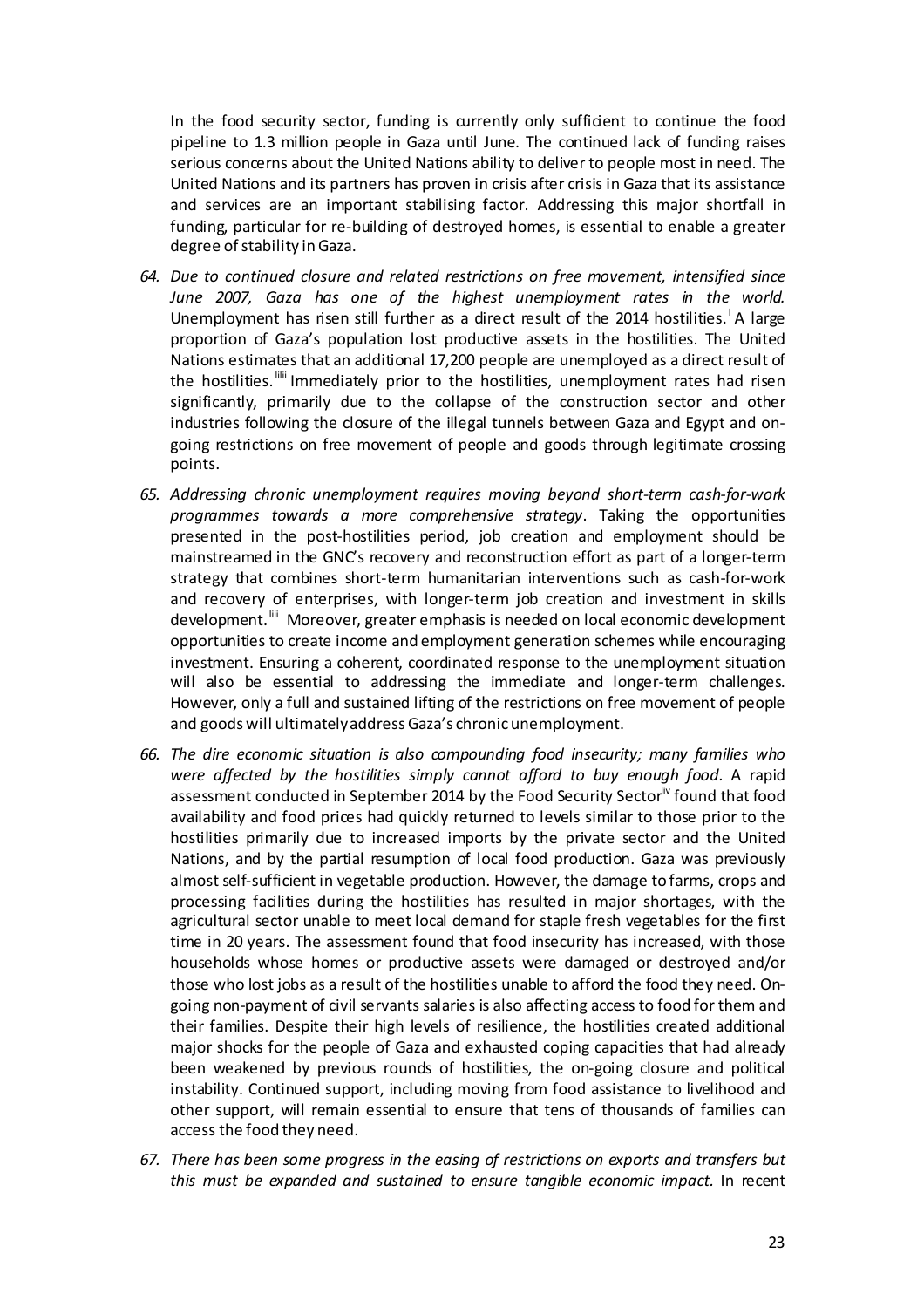In the food security sector, funding is currently only sufficient to continue the food pipeline to 1.3 million people in Gaza until June. The continued lack of funding raises serious concerns about the United Nations ability to deliver to people most in need. The United Nations and its partners has proven in crisis after crisis in Gaza that its assistance and services are an important stabilising factor. Addressing this major shortfall in funding, particular for re-building of destroyed homes, is essential to enable a greater degree of stability in Gaza.

64. *Due to continued closure and related restrictions on free movement, intensified since June 2007, Gaza has one of the highest unemployment rates in the world.* Unemployment has risen still further as a direct result of the 2014 hostilities.[l] A large proportion of Gaza's population lost productive assets in the hostilities. The United Nations estimates that an additional 17,200 people are unemployed as a direct result of the hostilities.[liii] Immediately prior to the hostilities, unemployment rates had risen significantly, primarily due to the collapse of the construction sector and other industries following the closure of the illegal tunnels between Gaza and Egypt and on-going restrictions on free movement of people and goods through legitimate crossing points.

65. *Addressing chronic unemployment requires moving beyond short-term cash-for-work programmes towards a more comprehensive strategy*. Taking the opportunities presented in the post-hostilities period, job creation and employment should be mainstreamed in the GNC's recovery and reconstruction effort as part of a longer-term strategy that combines short-term humanitarian interventions such as cash-for-work and recovery of enterprises, with longer-term job creation and investment in skills development.[liii] Moreover, greater emphasis is needed on local economic development opportunities to create income and employment generation schemes while encouraging investment. Ensuring a coherent, coordinated response to the unemployment situation will also be essential to addressing the immediate and longer-term challenges. However, only a full and sustained lifting of the restrictions on free movement of people and goods will ultimately address Gaza's chronic unemployment.

66. *The dire economic situation is also compounding food insecurity; many families who were affected by the hostilities simply cannot afford to buy enough food.* A rapid assessment conducted in September 2014 by the Food Security Sector[liv] found that food availability and food prices had quickly returned to levels similar to those prior to the hostilities primarily due to increased imports by the private sector and the United Nations, and by the partial resumption of local food production. Gaza was previously almost self-sufficient in vegetable production. However, the damage to farms, crops and processing facilities during the hostilities has resulted in major shortages, with the agricultural sector unable to meet local demand for staple fresh vegetables for the first time in 20 years. The assessment found that food insecurity has increased, with those households whose homes or productive assets were damaged or destroyed and/or those who lost jobs as a result of the hostilities unable to afford the food they need. On-going non-payment of civil servants salaries is also affecting access to food for them and their families. Despite their high levels of resilience, the hostilities created additional major shocks for the people of Gaza and exhausted coping capacities that had already been weakened by previous rounds of hostilities, the on-going closure and political instability. Continued support, including moving from food assistance to livelihood and other support, will remain essential to ensure that tens of thousands of families can access the food they need.

67. *There has been some progress in the easing of restrictions on exports and transfers but this must be expanded and sustained to ensure tangible economic impact.* In recent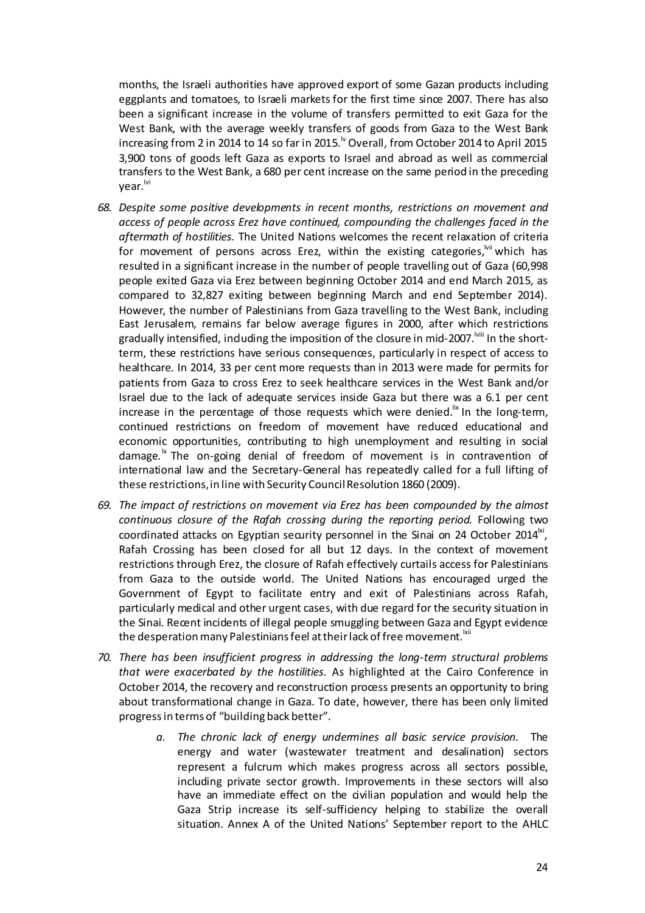months, the Israeli authorities have approved export of some Gazan products including eggplants and tomatoes, to Israeli markets for the first time since 2007. There has also been a significant increase in the volume of transfers permitted to exit Gaza for the West Bank, with the average weekly transfers of goods from Gaza to the West Bank increasing from 2 in 2014 to 14 so far in 2015.[lv] Overall, from October 2014 to April 2015 3,900 tons of goods left Gaza as exports to Israel and abroad as well as commercial transfers to the West Bank, a 680 per cent increase on the same period in the preceding year.[lvi]

68. *Despite some positive developments in recent months, restrictions on movement and access of people across Erez have continued, compounding the challenges faced in the aftermath of hostilities.* The United Nations welcomes the recent relaxation of criteria for movement of persons across Erez, within the existing categories,[lvii] which has resulted in a significant increase in the number of people travelling out of Gaza (60,998 people exited Gaza via Erez between beginning October 2014 and end March 2015, as compared to 32,827 exiting between beginning March and end September 2014). However, the number of Palestinians from Gaza travelling to the West Bank, including East Jerusalem, remains far below average figures in 2000, after which restrictions gradually intensified, including the imposition of the closure in mid-2007.[lviii] In the short-term, these restrictions have serious consequences, particularly in respect of access to healthcare. In 2014, 33 per cent more requests than in 2013 were made for permits for patients from Gaza to cross Erez to seek healthcare services in the West Bank and/or Israel due to the lack of adequate services inside Gaza but there was a 6.1 per cent increase in the percentage of those requests which were denied.[lix] In the long-term, continued restrictions on freedom of movement have reduced educational and economic opportunities, contributing to high unemployment and resulting in social damage.[lx] The on-going denial of freedom of movement is in contravention of international law and the Secretary-General has repeatedly called for a full lifting of these restrictions, in line with Security Council Resolution 1860 (2009).

69. *The impact of restrictions on movement via Erez has been compounded by the almost continuous closure of the Rafah crossing during the reporting period.* Following two coordinated attacks on Egyptian security personnel in the Sinai on 24 October 2014[lxi], Rafah Crossing has been closed for all but 12 days. In the context of movement restrictions through Erez, the closure of Rafah effectively curtails access for Palestinians from Gaza to the outside world. The United Nations has encouraged urged the Government of Egypt to facilitate entry and exit of Palestinians across Rafah, particularly medical and other urgent cases, with due regard for the security situation in the Sinai. Recent incidents of illegal people smuggling between Gaza and Egypt evidence the desperation many Palestinians feel at their lack of free movement.[lxii]

70. *There has been insufficient progress in addressing the long-term structural problems that were exacerbated by the hostilities.* As highlighted at the Cairo Conference in October 2014, the recovery and reconstruction process presents an opportunity to bring about transformational change in Gaza. To date, however, there has been only limited progress in terms of "building back better".

    a. *The chronic lack of energy undermines all basic service provision.* The energy and water (wastewater treatment and desalination) sectors represent a fulcrum which makes progress across all sectors possible, including private sector growth. Improvements in these sectors will also have an immediate effect on the civilian population and would help the Gaza Strip increase its self-sufficiency helping to stabilize the overall situation. Annex A of the United Nations' September report to the AHLC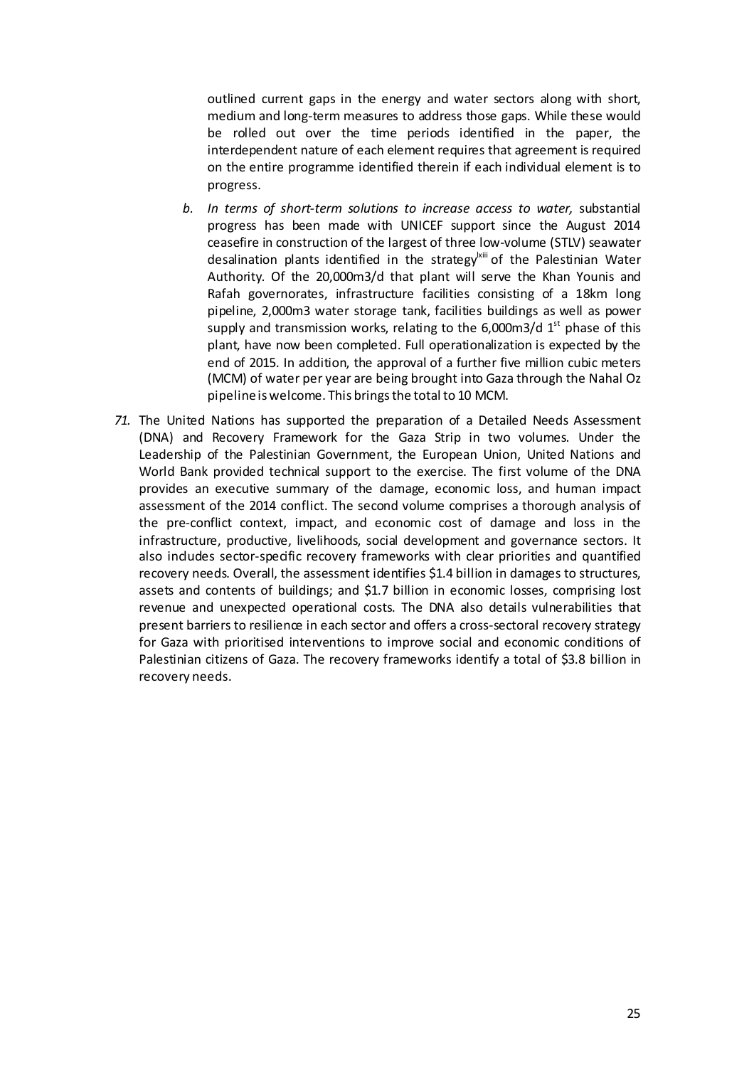outlined current gaps in the energy and water sectors along with short, medium and long-term measures to address those gaps. While these would be rolled out over the time periods identified in the paper, the interdependent nature of each element requires that agreement is required on the entire programme identified therein if each individual element is to progress.

b. *In terms of short-term solutions to increase access to water,* substantial progress has been made with UNICEF support since the August 2014 ceasefire in construction of the largest of three low-volume (STLV) seawater desalination plants identified in the strategy[lxiii] of the Palestinian Water Authority. Of the 20,000m3/d that plant will serve the Khan Younis and Rafah governorates, infrastructure facilities consisting of a 18km long pipeline, 2,000m3 water storage tank, facilities buildings as well as power supply and transmission works, relating to the 6,000m3/d 1st phase of this plant, have now been completed. Full operationalization is expected by the end of 2015. In addition, the approval of a further five million cubic meters (MCM) of water per year are being brought into Gaza through the Nahal Oz pipeline is welcome. This brings the total to 10 MCM.

*71.* The United Nations has supported the preparation of a Detailed Needs Assessment (DNA) and Recovery Framework for the Gaza Strip in two volumes. Under the Leadership of the Palestinian Government, the European Union, United Nations and World Bank provided technical support to the exercise. The first volume of the DNA provides an executive summary of the damage, economic loss, and human impact assessment of the 2014 conflict. The second volume comprises a thorough analysis of the pre-conflict context, impact, and economic cost of damage and loss in the infrastructure, productive, livelihoods, social development and governance sectors. It also includes sector-specific recovery frameworks with clear priorities and quantified recovery needs. Overall, the assessment identifies $1.4 billion in damages to structures, assets and contents of buildings; and $1.7 billion in economic losses, comprising lost revenue and unexpected operational costs. The DNA also details vulnerabilities that present barriers to resilience in each sector and offers a cross-sectoral recovery strategy for Gaza with prioritised interventions to improve social and economic conditions of Palestinian citizens of Gaza. The recovery frameworks identify a total of $3.8 billion in recovery needs.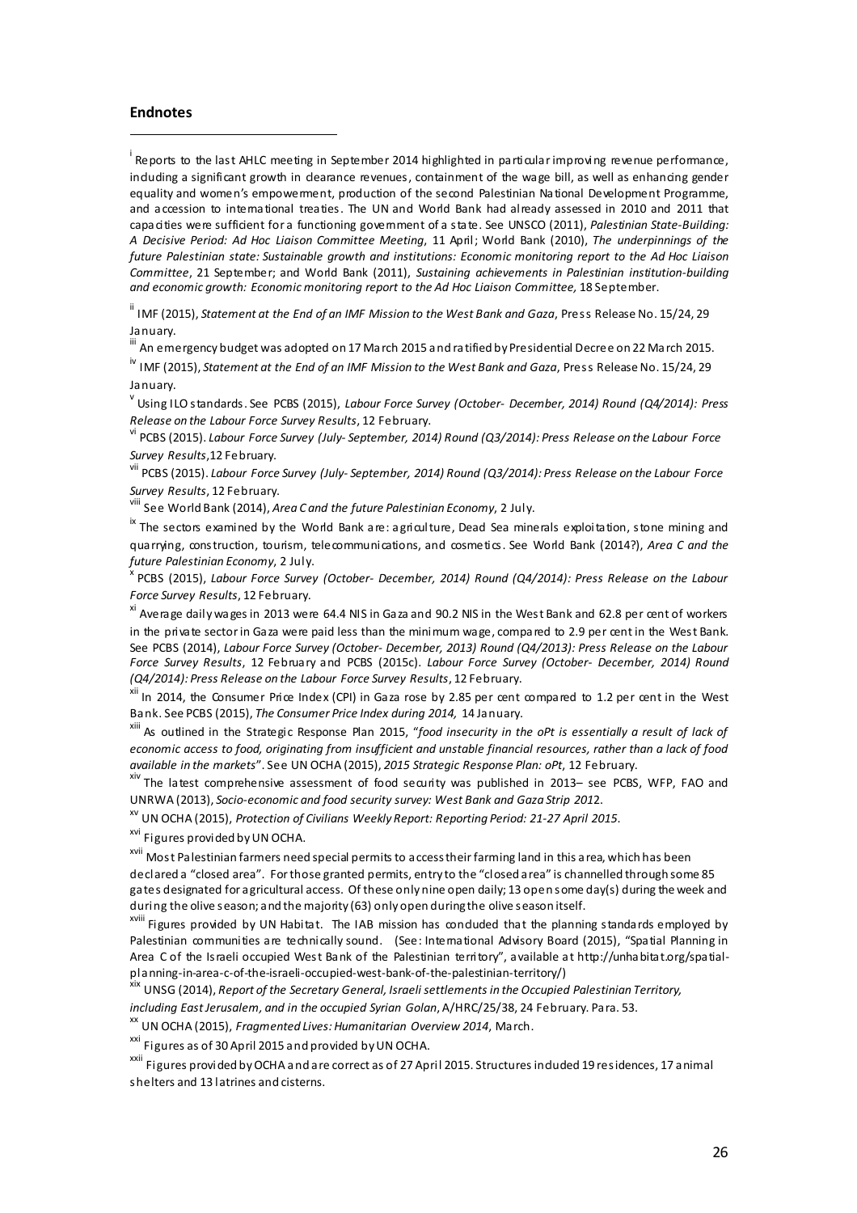## Endnotes

[i] Reports to the last AHLC meeting in September 2014 highlighted in particular improving revenue performance, including a significant growth in clearance revenues, containment of the wage bill, as well as enhancing gender equality and women's empowerment, production of the second Palestinian National Development Programme, and accession to international treaties. The UN and World Bank had already assessed in 2010 and 2011 that capacities were sufficient for a functioning government of a state. See UNSCO (2011), *Palestinian State-Building: A Decisive Period: Ad Hoc Liaison Committee Meeting*, 11 April; World Bank (2010), *The underpinnings of the future Palestinian state: Sustainable growth and institutions: Economic monitoring report to the Ad Hoc Liaison Committee*, 21 September; and World Bank (2011), *Sustaining achievements in Palestinian institution-building and economic growth: Economic monitoring report to the Ad Hoc Liaison Committee,* 18 September.

[ii] IMF (2015), *Statement at the End of an IMF Mission to the West Bank and Gaza*, Press Release No. 15/24, 29 January.

[iii] An emergency budget was adopted on 17 March 2015 and ratified by Presidential Decree on 22 March 2015.

[iv] IMF (2015), *Statement at the End of an IMF Mission to the West Bank and Gaza*, Press Release No. 15/24, 29 January.

[v] Using ILO standards. See PCBS (2015), *Labour Force Survey (October- December, 2014) Round (Q4/2014): Press Release on the Labour Force Survey Results*, 12 February.

[vi] PCBS (2015). *Labour Force Survey (July- September, 2014) Round (Q3/2014): Press Release on the Labour Force Survey Results*,12 February.

[vii] PCBS (2015). *Labour Force Survey (July- September, 2014) Round (Q3/2014): Press Release on the Labour Force Survey Results*, 12 February.

[viii] See World Bank (2014), *Area C and the future Palestinian Economy*, 2 July.

[ix] The sectors examined by the World Bank are: agriculture, Dead Sea minerals exploitation, stone mining and quarrying, construction, tourism, telecommunications, and cosmetics. See World Bank (2014?), *Area C and the future Palestinian Economy*, 2 July.

[x] PCBS (2015), *Labour Force Survey (October- December, 2014) Round (Q4/2014): Press Release on the Labour Force Survey Results*, 12 February.

[xi] Average daily wages in 2013 were 64.4 NIS in Gaza and 90.2 NIS in the West Bank and 62.8 per cent of workers in the private sector in Gaza were paid less than the minimum wage, compared to 2.9 per cent in the West Bank. See PCBS (2014), *Labour Force Survey (October- December, 2013) Round (Q4/2013): Press Release on the Labour Force Survey Results*, 12 February and PCBS (2015c). *Labour Force Survey (October- December, 2014) Round (Q4/2014): Press Release on the Labour Force Survey Results*, 12 February.

[xii] In 2014, the Consumer Price Index (CPI) in Gaza rose by 2.85 per cent compared to 1.2 per cent in the West Bank. See PCBS (2015), *The Consumer Price Index during 2014,* 14 January.

[xiii] As outlined in the Strategic Response Plan 2015, "*food insecurity in the oPt is essentially a result of lack of economic access to food, originating from insufficient and unstable financial resources, rather than a lack of food available in the markets*". See UN OCHA (2015), *2015 Strategic Response Plan: oPt*, 12 February.

[xiv] The latest comprehensive assessment of food security was published in 2013– see PCBS, WFP, FAO and UNRWA (2013), *Socio-economic and food security survey: West Bank and Gaza Strip 2012*.

[xv] UN OCHA (2015), *Protection of Civilians Weekly Report: Reporting Period: 21-27 April 2015*.

[xvi] Figures provided by UN OCHA.

[xvii] Most Palestinian farmers need special permits to access their farming land in this area, which has been declared a "closed area". For those granted permits, entry to the "closed area" is channelled through some 85 gates designated for agricultural access. Of these only nine open daily; 13 open some day(s) during the week and during the olive season; and the majority (63) only open during the olive season itself.

[xviii] Figures provided by UN Habitat. The IAB mission has concluded that the planning standards employed by Palestinian communities are technically sound. (See: International Advisory Board (2015), "Spatial Planning in Area C of the Israeli occupied West Bank of the Palestinian territory", available at http://unhabitat.org/spatial-planning-in-area-c-of-the-israeli-occupied-west-bank-of-the-palestinian-territory/)

[xix] UNSG (2014), *Report of the Secretary General, Israeli settlements in the Occupied Palestinian Territory, including East Jerusalem, and in the occupied Syrian Golan*, A/HRC/25/38, 24 February. Para. 53.

[xx] UN OCHA (2015), *Fragmented Lives: Humanitarian Overview 2014*, March.

[xxi] Figures as of 30 April 2015 and provided by UN OCHA.

[xxii] Figures provided by OCHA and are correct as of 27 April 2015. Structures included 19 residences, 17 animal shelters and 13 latrines and cisterns.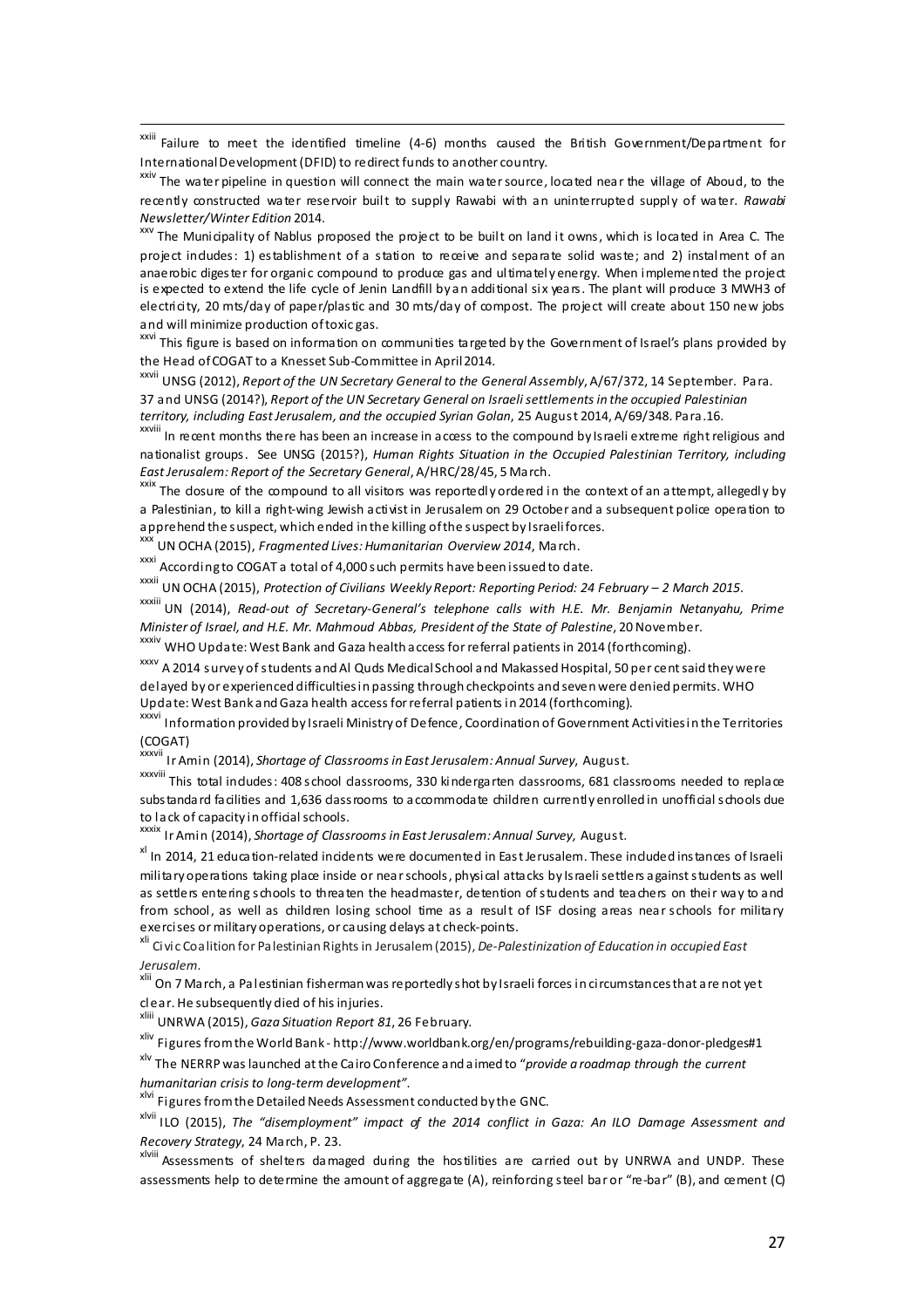[xxiii] Failure to meet the identified timeline (4-6) months caused the British Government/Department for International Development (DFID) to redirect funds to another country.

[xxiv] The water pipeline in question will connect the main water source, located near the village of Aboud, to the recently constructed water reservoir built to supply Rawabi with an uninterrupted supply of water. *Rawabi Newsletter/Winter Edition* 2014.

[xxv] The Municipality of Nablus proposed the project to be built on land it owns, which is located in Area C. The project includes: 1) establishment of a station to receive and separate solid waste; and 2) instalment of an anaerobic digester for organic compound to produce gas and ultimately energy. When implemented the project is expected to extend the life cycle of Jenin Landfill by an additional six years. The plant will produce 3 MWH3 of electricity, 20 mts/day of paper/plastic and 30 mts/day of compost. The project will create about 150 new jobs and will minimize production of toxic gas.

[xxvi] This figure is based on information on communities targeted by the Government of Israel's plans provided by the Head of COGAT to a Knesset Sub-Committee in April 2014.

[xxvii] UNSG (2012), *Report of the UN Secretary General to the General Assembly*, A/67/372, 14 September. Para. 37 and UNSG (2014?), *Report of the UN Secretary General on Israeli settlements in the occupied Palestinian territory, including East Jerusalem, and the occupied Syrian Golan*, 25 August 2014, A/69/348. Para.16.

[xxviii] In recent months there has been an increase in access to the compound by Israeli extreme right religious and nationalist groups. See UNSG (2015?), *Human Rights Situation in the Occupied Palestinian Territory, including East Jerusalem: Report of the Secretary General*, A/HRC/28/45, 5 March.

[xxix] The closure of the compound to all visitors was reportedly ordered in the context of an attempt, allegedly by a Palestinian, to kill a right-wing Jewish activist in Jerusalem on 29 October and a subsequent police operation to apprehend the suspect, which ended in the killing of the suspect by Israeli forces.

[xxx] UN OCHA (2015), *Fragmented Lives: Humanitarian Overview 2014*, March.

[xxxi] According to COGAT a total of 4,000 such permits have been issued to date.

[xxxii] UN OCHA (2015), *Protection of Civilians Weekly Report: Reporting Period: 24 February – 2 March 2015*.

[xxxiii] UN (2014), *Read-out of Secretary-General's telephone calls with H.E. Mr. Benjamin Netanyahu, Prime Minister of Israel, and H.E. Mr. Mahmoud Abbas, President of the State of Palestine*, 20 November.

[xxxiv] WHO Update: West Bank and Gaza health access for referral patients in 2014 (forthcoming).

[xxxv] A 2014 survey of students and Al Quds Medical School and Makassed Hospital, 50 per cent said they were delayed by or experienced difficulties in passing through checkpoints and seven were denied permits. WHO Update: West Bank and Gaza health access for referral patients in 2014 (forthcoming).

[xxxvi] Information provided by Israeli Ministry of Defence, Coordination of Government Activities in the Territories (COGAT)

[xxxvii] Ir Amin (2014), *Shortage of Classrooms in East Jerusalem: Annual Survey*, August.

[xxxviii] This total includes: 408 school classrooms, 330 kindergarten classrooms, 681 classrooms needed to replace substandard facilities and 1,636 classrooms to accommodate children currently enrolled in unofficial schools due to lack of capacity in official schools.

[xxxix] Ir Amin (2014), *Shortage of Classrooms in East Jerusalem: Annual Survey*, August.

[xl] In 2014, 21 education-related incidents were documented in East Jerusalem. These included instances of Israeli military operations taking place inside or near schools, physical attacks by Israeli settlers against students as well as settlers entering schools to threaten the headmaster, detention of students and teachers on their way to and from school, as well as children losing school time as a result of ISF closing areas near schools for military exercises or military operations, or causing delays at check-points.

[xli] Civic Coalition for Palestinian Rights in Jerusalem (2015), *De-Palestinization of Education in occupied East Jerusalem*.

[xlii] On 7 March, a Palestinian fisherman was reportedly shot by Israeli forces in circumstances that are not yet clear. He subsequently died of his injuries.

[xliii] UNRWA (2015), *Gaza Situation Report 81*, 26 February.

[xliv] Figures from the World Bank - http://www.worldbank.org/en/programs/rebuilding-gaza-donor-pledges#1

[xlv] The NERRP was launched at the Cairo Conference and aimed to "*provide a roadmap through the current humanitarian crisis to long-term development"*.

[xlvi] Figures from the Detailed Needs Assessment conducted by the GNC.

[xlvii] ILO (2015), *The "disemployment" impact of the 2014 conflict in Gaza: An ILO Damage Assessment and Recovery Strategy*, 24 March, P. 23.

[xlviii] Assessments of shelters damaged during the hostilities are carried out by UNRWA and UNDP. These assessments help to determine the amount of aggregate (A), reinforcing steel bar or "re-bar" (B), and cement (C)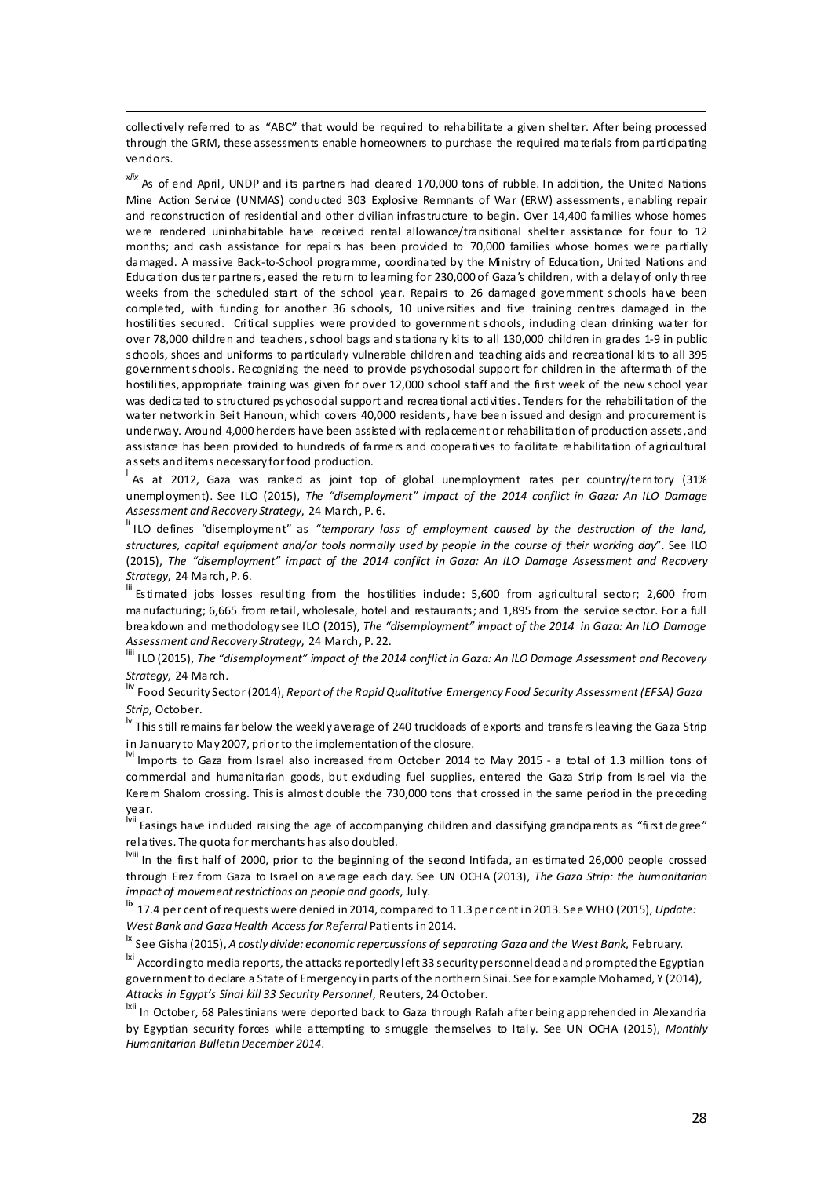collectively referred to as "ABC" that would be required to rehabilitate a given shelter. After being processed through the GRM, these assessments enable homeowners to purchase the required materials from participating vendors.

[xlix] As of end April, UNDP and its partners had cleared 170,000 tons of rubble. In addition, the United Nations Mine Action Service (UNMAS) conducted 303 Explosive Remnants of War (ERW) assessments, enabling repair and reconstruction of residential and other civilian infrastructure to begin. Over 14,400 families whose homes were rendered uninhabitable have received rental allowance/transitional shelter assistance for four to 12 months; and cash assistance for repairs has been provided to 70,000 families whose homes were partially damaged. A massive Back-to-School programme, coordinated by the Ministry of Education, United Nations and Education cluster partners, eased the return to learning for 230,000 of Gaza's children, with a delay of only three weeks from the scheduled start of the school year. Repairs to 26 damaged government schools have been completed, with funding for another 36 schools, 10 universities and five training centres damaged in the hostilities secured. Critical supplies were provided to government schools, including clean drinking water for over 78,000 children and teachers, school bags and stationary kits to all 130,000 children in grades 1-9 in public schools, shoes and uniforms to particularly vulnerable children and teaching aids and recreational kits to all 395 government schools. Recognizing the need to provide psychosocial support for children in the aftermath of the hostilities, appropriate training was given for over 12,000 school staff and the first week of the new school year was dedicated to structured psychosocial support and recreational activities. Tenders for the rehabilitation of the water network in Beit Hanoun, which covers 40,000 residents, have been issued and design and procurement is underway. Around 4,000 herders have been assisted with replacement or rehabilitation of production assets, and assistance has been provided to hundreds of farmers and cooperatives to facilitate rehabilitation of agricultural assets and items necessary for food production.

[l] As at 2012, Gaza was ranked as joint top of global unemployment rates per country/territory (31% unemployment). See ILO (2015), *The "disemployment" impact of the 2014 conflict in Gaza: An ILO Damage Assessment and Recovery Strategy*, 24 March, P. 6.

[li] ILO defines "disemployment" as "*temporary loss of employment caused by the destruction of the land, structures, capital equipment and/or tools normally used by people in the course of their working day*". See ILO (2015), *The "disemployment" impact of the 2014 conflict in Gaza: An ILO Damage Assessment and Recovery Strategy*, 24 March, P. 6.

[lii] Estimated jobs losses resulting from the hostilities include: 5,600 from agricultural sector; 2,600 from manufacturing; 6,665 from retail, wholesale, hotel and restaurants; and 1,895 from the service sector. For a full breakdown and methodology see ILO (2015), *The "disemployment" impact of the 2014 in Gaza: An ILO Damage Assessment and Recovery Strategy*, 24 March, P. 22.

[liii] ILO (2015), *The "disemployment" impact of the 2014 conflict in Gaza: An ILO Damage Assessment and Recovery Strategy*, 24 March.

[liv] Food Security Sector (2014), *Report of the Rapid Qualitative Emergency Food Security Assessment (EFSA) Gaza Strip*, October.

[lv] This still remains far below the weekly average of 240 truckloads of exports and transfers leaving the Gaza Strip in January to May 2007, prior to the implementation of the closure.

[lvi] Imports to Gaza from Israel also increased from October 2014 to May 2015 - a total of 1.3 million tons of commercial and humanitarian goods, but excluding fuel supplies, entered the Gaza Strip from Israel via the Kerem Shalom crossing. This is almost double the 730,000 tons that crossed in the same period in the preceding year.

[lvii] Easings have included raising the age of accompanying children and classifying grandparents as "first degree" relatives. The quota for merchants has also doubled.

[lviii] In the first half of 2000, prior to the beginning of the second Intifada, an estimated 26,000 people crossed through Erez from Gaza to Israel on average each day. See UN OCHA (2013), *The Gaza Strip: the humanitarian impact of movement restrictions on people and goods*, July.

[lix] 17.4 per cent of requests were denied in 2014, compared to 11.3 per cent in 2013. See WHO (2015), *Update: West Bank and Gaza Health Access for Referral Patients in 2014.*

[lx] See Gisha (2015), *A costly divide: economic repercussions of separating Gaza and the West Bank*, February.

[lxi] According to media reports, the attacks reportedly left 33 security personnel dead and prompted the Egyptian government to declare a State of Emergency in parts of the northern Sinai. See for example Mohamed, Y (2014), *Attacks in Egypt's Sinai kill 33 Security Personnel*, Reuters, 24 October.

[lxii] In October, 68 Palestinians were deported back to Gaza through Rafah after being apprehended in Alexandria by Egyptian security forces while attempting to smuggle themselves to Italy. See UN OCHA (2015), *Monthly Humanitarian Bulletin December 2014*.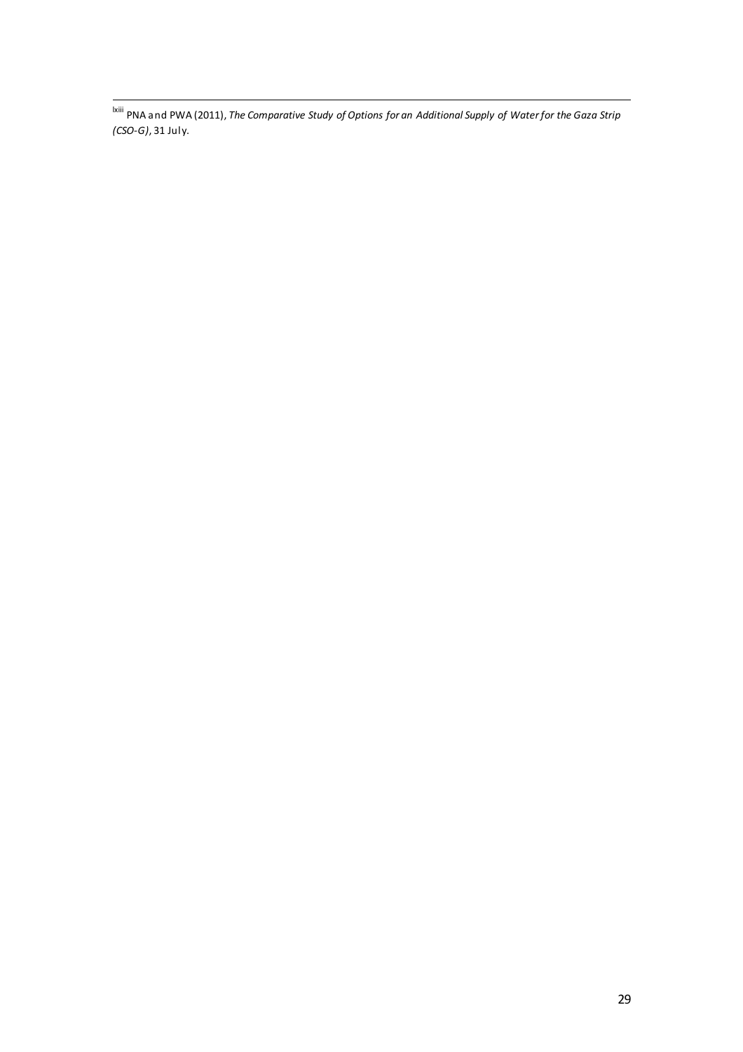[lxiii] PNA and PWA (2011), *The Comparative Study of Options for an Additional Supply of Water for the Gaza Strip (CSO-G)*, 31 July.